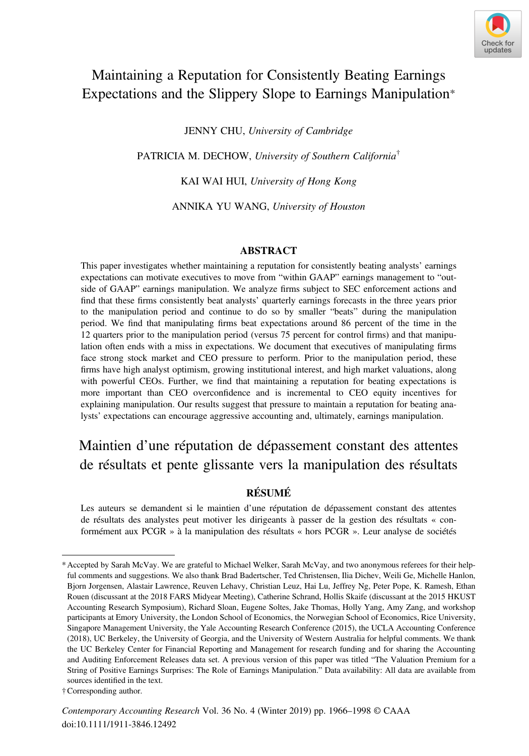# Maintaining a Reputation for Consistently Beating Earnings Expectations and the Slippery Slope to Earnings Manipulation*

JENNY CHU, *University of Cambridge*

PATRICIA M. DECHOW, *University of Southern California*†

KAI WAI HUI, *University of Hong Kong*

ANNIKA YU WANG, *University of Houston*

## ABSTRACT

This paper investigates whether maintaining a reputation for consistently beating analysts' earnings expectations can motivate executives to move from "within GAAP" earnings management to "outside of GAAP" earnings manipulation. We analyze firms subject to SEC enforcement actions and find that these firms consistently beat analysts' quarterly earnings forecasts in the three years prior to the manipulation period and continue to do so by smaller "beats" during the manipulation period. We find that manipulating firms beat expectations around 86 percent of the time in the 12 quarters prior to the manipulation period (versus 75 percent for control firms) and that manipulation often ends with a miss in expectations. We document that executives of manipulating firms face strong stock market and CEO pressure to perform. Prior to the manipulation period, these firms have high analyst optimism, growing institutional interest, and high market valuations, along with powerful CEOs. Further, we find that maintaining a reputation for beating expectations is more important than CEO overconfidence and is incremental to CEO equity incentives for explaining manipulation. Our results suggest that pressure to maintain a reputation for beating analysts' expectations can encourage aggressive accounting and, ultimately, earnings manipulation.

# Maintien d'une réputation de dépassement constant des attentes de résultats et pente glissante vers la manipulation des résultats

## RÉSUMÉ

Les auteurs se demandent si le maintien d'une réputation de dépassement constant des attentes de résultats des analystes peut motiver les dirigeants à passer de la gestion des résultats « conformément aux PCGR » à la manipulation des résultats « hors PCGR ». Leur analyse de sociétés

---

* Accepted by Sarah McVay. We are grateful to Michael Welker, Sarah McVay, and two anonymous referees for their helpful comments and suggestions. We also thank Brad Badertscher, Ted Christensen, Ilia Dichev, Weili Ge, Michelle Hanlon, Bjorn Jorgensen, Alastair Lawrence, Reuven Lehavy, Christian Leuz, Hai Lu, Jeffrey Ng, Peter Pope, K. Ramesh, Ethan Rouen (discussant at the 2018 FARS Midyear Meeting), Catherine Schrand, Hollis Skaife (discussant at the 2015 HKUST Accounting Research Symposium), Richard Sloan, Eugene Soltes, Jake Thomas, Holly Yang, Amy Zang, and workshop participants at Emory University, the London School of Economics, the Norwegian School of Economics, Rice University, Singapore Management University, the Yale Accounting Research Conference (2015), the UCLA Accounting Conference (2018), UC Berkeley, the University of Georgia, and the University of Western Australia for helpful comments. We thank the UC Berkeley Center for Financial Reporting and Management for research funding and for sharing the Accounting and Auditing Enforcement Releases data set. A previous version of this paper was titled "The Valuation Premium for a String of Positive Earnings Surprises: The Role of Earnings Manipulation." Data availability: All data are available from sources identified in the text.

† Corresponding author.

*Contemporary Accounting Research* Vol. 36 No. 4 (Winter 2019) pp. 1966–1998 © CAAA
doi:10.1111/1911-3846.12492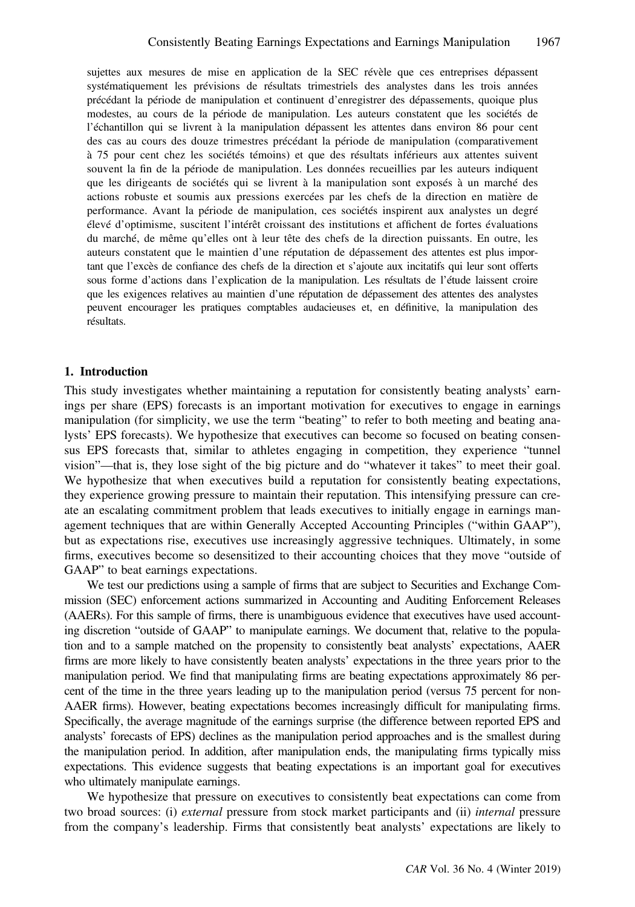sujettes aux mesures de mise en application de la SEC révèle que ces entreprises dépassent systématiquement les prévisions de résultats trimestriels des analystes dans les trois années précédant la période de manipulation et continuent d'enregistrer des dépassements, quoique plus modestes, au cours de la période de manipulation. Les auteurs constatent que les sociétés de l'échantillon qui se livrent à la manipulation dépassent les attentes dans environ 86 pour cent des cas au cours des douze trimestres précédant la période de manipulation (comparativement à 75 pour cent chez les sociétés témoins) et que des résultats inférieurs aux attentes suivent souvent la fin de la période de manipulation. Les données recueillies par les auteurs indiquent que les dirigeants de sociétés qui se livrent à la manipulation sont exposés à un marché des actions robuste et soumis aux pressions exercées par les chefs de la direction en matière de performance. Avant la période de manipulation, ces sociétés inspirent aux analystes un degré élevé d'optimisme, suscitent l'intérêt croissant des institutions et affichent de fortes évaluations du marché, de même qu'elles ont à leur tête des chefs de la direction puissants. En outre, les auteurs constatent que le maintien d'une réputation de dépassement des attentes est plus important que l'excès de confiance des chefs de la direction et s'ajoute aux incitatifs qui leur sont offerts sous forme d'actions dans l'explication de la manipulation. Les résultats de l'étude laissent croire que les exigences relatives au maintien d'une réputation de dépassement des attentes des analystes peuvent encourager les pratiques comptables audacieuses et, en définitive, la manipulation des résultats.

## 1. Introduction

This study investigates whether maintaining a reputation for consistently beating analysts' earnings per share (EPS) forecasts is an important motivation for executives to engage in earnings manipulation (for simplicity, we use the term "beating" to refer to both meeting and beating analysts' EPS forecasts). We hypothesize that executives can become so focused on beating consensus EPS forecasts that, similar to athletes engaging in competition, they experience "tunnel vision"—that is, they lose sight of the big picture and do "whatever it takes" to meet their goal. We hypothesize that when executives build a reputation for consistently beating expectations, they experience growing pressure to maintain their reputation. This intensifying pressure can create an escalating commitment problem that leads executives to initially engage in earnings management techniques that are within Generally Accepted Accounting Principles ("within GAAP"), but as expectations rise, executives use increasingly aggressive techniques. Ultimately, in some firms, executives become so desensitized to their accounting choices that they move "outside of GAAP" to beat earnings expectations.

We test our predictions using a sample of firms that are subject to Securities and Exchange Commission (SEC) enforcement actions summarized in Accounting and Auditing Enforcement Releases (AAERs). For this sample of firms, there is unambiguous evidence that executives have used accounting discretion "outside of GAAP" to manipulate earnings. We document that, relative to the population and to a sample matched on the propensity to consistently beat analysts' expectations, AAER firms are more likely to have consistently beaten analysts' expectations in the three years prior to the manipulation period. We find that manipulating firms are beating expectations approximately 86 percent of the time in the three years leading up to the manipulation period (versus 75 percent for non-AAER firms). However, beating expectations becomes increasingly difficult for manipulating firms. Specifically, the average magnitude of the earnings surprise (the difference between reported EPS and analysts' forecasts of EPS) declines as the manipulation period approaches and is the smallest during the manipulation period. In addition, after manipulation ends, the manipulating firms typically miss expectations. This evidence suggests that beating expectations is an important goal for executives who ultimately manipulate earnings.

We hypothesize that pressure on executives to consistently beat expectations can come from two broad sources: (i) *external* pressure from stock market participants and (ii) *internal* pressure from the company's leadership. Firms that consistently beat analysts' expectations are likely to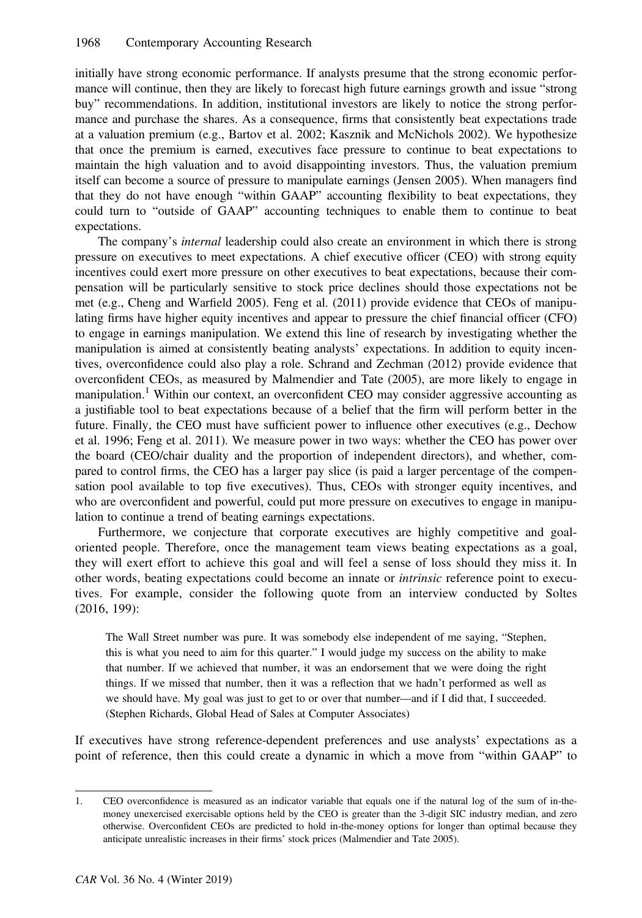initially have strong economic performance. If analysts presume that the strong economic performance will continue, then they are likely to forecast high future earnings growth and issue "strong buy" recommendations. In addition, institutional investors are likely to notice the strong performance and purchase the shares. As a consequence, firms that consistently beat expectations trade at a valuation premium (e.g., Bartov et al. 2002; Kasznik and McNichols 2002). We hypothesize that once the premium is earned, executives face pressure to continue to beat expectations to maintain the high valuation and to avoid disappointing investors. Thus, the valuation premium itself can become a source of pressure to manipulate earnings (Jensen 2005). When managers find that they do not have enough "within GAAP" accounting flexibility to beat expectations, they could turn to "outside of GAAP" accounting techniques to enable them to continue to beat expectations.

The company's *internal* leadership could also create an environment in which there is strong pressure on executives to meet expectations. A chief executive officer (CEO) with strong equity incentives could exert more pressure on other executives to beat expectations, because their compensation will be particularly sensitive to stock price declines should those expectations not be met (e.g., Cheng and Warfield 2005). Feng et al. (2011) provide evidence that CEOs of manipulating firms have higher equity incentives and appear to pressure the chief financial officer (CFO) to engage in earnings manipulation. We extend this line of research by investigating whether the manipulation is aimed at consistently beating analysts' expectations. In addition to equity incentives, overconfidence could also play a role. Schrand and Zechman (2012) provide evidence that overconfident CEOs, as measured by Malmendier and Tate (2005), are more likely to engage in manipulation.[1] Within our context, an overconfident CEO may consider aggressive accounting as a justifiable tool to beat expectations because of a belief that the firm will perform better in the future. Finally, the CEO must have sufficient power to influence other executives (e.g., Dechow et al. 1996; Feng et al. 2011). We measure power in two ways: whether the CEO has power over the board (CEO/chair duality and the proportion of independent directors), and whether, compared to control firms, the CEO has a larger pay slice (is paid a larger percentage of the compensation pool available to top five executives). Thus, CEOs with stronger equity incentives, and who are overconfident and powerful, could put more pressure on executives to engage in manipulation to continue a trend of beating earnings expectations.

Furthermore, we conjecture that corporate executives are highly competitive and goal-oriented people. Therefore, once the management team views beating expectations as a goal, they will exert effort to achieve this goal and will feel a sense of loss should they miss it. In other words, beating expectations could become an innate or *intrinsic* reference point to executives. For example, consider the following quote from an interview conducted by Soltes (2016, 199):

> The Wall Street number was pure. It was somebody else independent of me saying, "Stephen, this is what you need to aim for this quarter." I would judge my success on the ability to make that number. If we achieved that number, it was an endorsement that we were doing the right things. If we missed that number, then it was a reflection that we hadn't performed as well as we should have. My goal was just to get to or over that number—and if I did that, I succeeded. (Stephen Richards, Global Head of Sales at Computer Associates)

If executives have strong reference-dependent preferences and use analysts' expectations as a point of reference, then this could create a dynamic in which a move from "within GAAP" to

---

1. CEO overconfidence is measured as an indicator variable that equals one if the natural log of the sum of in-the-money unexercised exercisable options held by the CEO is greater than the 3-digit SIC industry median, and zero otherwise. Overconfident CEOs are predicted to hold in-the-money options for longer than optimal because they anticipate unrealistic increases in their firms' stock prices (Malmendier and Tate 2005).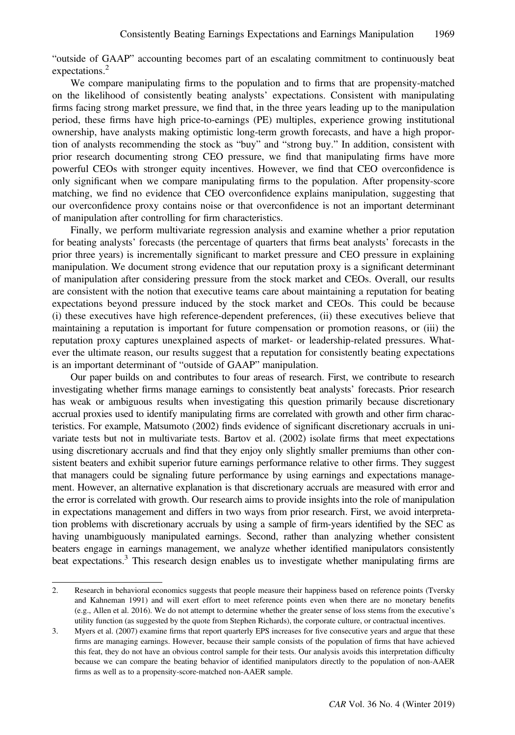"outside of GAAP" accounting becomes part of an escalating commitment to continuously beat expectations.[2]

We compare manipulating firms to the population and to firms that are propensity-matched on the likelihood of consistently beating analysts' expectations. Consistent with manipulating firms facing strong market pressure, we find that, in the three years leading up to the manipulation period, these firms have high price-to-earnings (PE) multiples, experience growing institutional ownership, have analysts making optimistic long-term growth forecasts, and have a high proportion of analysts recommending the stock as "buy" and "strong buy." In addition, consistent with prior research documenting strong CEO pressure, we find that manipulating firms have more powerful CEOs with stronger equity incentives. However, we find that CEO overconfidence is only significant when we compare manipulating firms to the population. After propensity-score matching, we find no evidence that CEO overconfidence explains manipulation, suggesting that our overconfidence proxy contains noise or that overconfidence is not an important determinant of manipulation after controlling for firm characteristics.

Finally, we perform multivariate regression analysis and examine whether a prior reputation for beating analysts' forecasts (the percentage of quarters that firms beat analysts' forecasts in the prior three years) is incrementally significant to market pressure and CEO pressure in explaining manipulation. We document strong evidence that our reputation proxy is a significant determinant of manipulation after considering pressure from the stock market and CEOs. Overall, our results are consistent with the notion that executive teams care about maintaining a reputation for beating expectations beyond pressure induced by the stock market and CEOs. This could be because (i) these executives have high reference-dependent preferences, (ii) these executives believe that maintaining a reputation is important for future compensation or promotion reasons, or (iii) the reputation proxy captures unexplained aspects of market- or leadership-related pressures. Whatever the ultimate reason, our results suggest that a reputation for consistently beating expectations is an important determinant of "outside of GAAP" manipulation.

Our paper builds on and contributes to four areas of research. First, we contribute to research investigating whether firms manage earnings to consistently beat analysts' forecasts. Prior research has weak or ambiguous results when investigating this question primarily because discretionary accrual proxies used to identify manipulating firms are correlated with growth and other firm characteristics. For example, Matsumoto (2002) finds evidence of significant discretionary accruals in univariate tests but not in multivariate tests. Bartov et al. (2002) isolate firms that meet expectations using discretionary accruals and find that they enjoy only slightly smaller premiums than other consistent beaters and exhibit superior future earnings performance relative to other firms. They suggest that managers could be signaling future performance by using earnings and expectations management. However, an alternative explanation is that discretionary accruals are measured with error and the error is correlated with growth. Our research aims to provide insights into the role of manipulation in expectations management and differs in two ways from prior research. First, we avoid interpretation problems with discretionary accruals by using a sample of firm-years identified by the SEC as having unambiguously manipulated earnings. Second, rather than analyzing whether consistent beaters engage in earnings management, we analyze whether identified manipulators consistently beat expectations.[3] This research design enables us to investigate whether manipulating firms are

---

2. Research in behavioral economics suggests that people measure their happiness based on reference points (Tversky and Kahneman 1991) and will exert effort to meet reference points even when there are no monetary benefits (e.g., Allen et al. 2016). We do not attempt to determine whether the greater sense of loss stems from the executive's utility function (as suggested by the quote from Stephen Richards), the corporate culture, or contractual incentives.

3. Myers et al. (2007) examine firms that report quarterly EPS increases for five consecutive years and argue that these firms are managing earnings. However, because their sample consists of the population of firms that have achieved this feat, they do not have an obvious control sample for their tests. Our analysis avoids this interpretation difficulty because we can compare the beating behavior of identified manipulators directly to the population of non-AAER firms as well as to a propensity-score-matched non-AAER sample.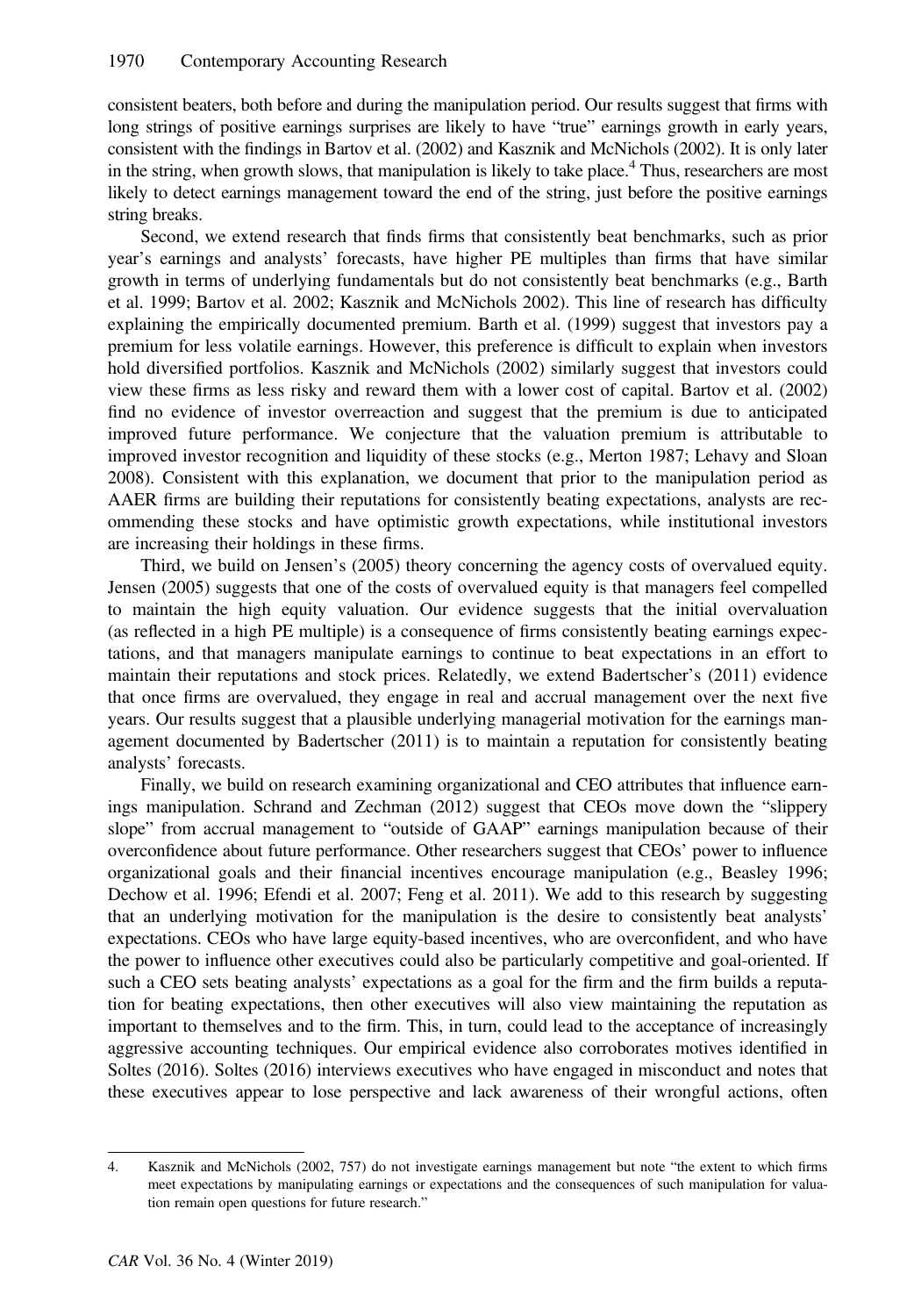consistent beaters, both before and during the manipulation period. Our results suggest that firms with long strings of positive earnings surprises are likely to have "true" earnings growth in early years, consistent with the findings in Bartov et al. (2002) and Kasznik and McNichols (2002). It is only later in the string, when growth slows, that manipulation is likely to take place.[4] Thus, researchers are most likely to detect earnings management toward the end of the string, just before the positive earnings string breaks.

Second, we extend research that finds firms that consistently beat benchmarks, such as prior year's earnings and analysts' forecasts, have higher PE multiples than firms that have similar growth in terms of underlying fundamentals but do not consistently beat benchmarks (e.g., Barth et al. 1999; Bartov et al. 2002; Kasznik and McNichols 2002). This line of research has difficulty explaining the empirically documented premium. Barth et al. (1999) suggest that investors pay a premium for less volatile earnings. However, this preference is difficult to explain when investors hold diversified portfolios. Kasznik and McNichols (2002) similarly suggest that investors could view these firms as less risky and reward them with a lower cost of capital. Bartov et al. (2002) find no evidence of investor overreaction and suggest that the premium is due to anticipated improved future performance. We conjecture that the valuation premium is attributable to improved investor recognition and liquidity of these stocks (e.g., Merton 1987; Lehavy and Sloan 2008). Consistent with this explanation, we document that prior to the manipulation period as AAER firms are building their reputations for consistently beating expectations, analysts are recommending these stocks and have optimistic growth expectations, while institutional investors are increasing their holdings in these firms.

Third, we build on Jensen's (2005) theory concerning the agency costs of overvalued equity. Jensen (2005) suggests that one of the costs of overvalued equity is that managers feel compelled to maintain the high equity valuation. Our evidence suggests that the initial overvaluation (as reflected in a high PE multiple) is a consequence of firms consistently beating earnings expectations, and that managers manipulate earnings to continue to beat expectations in an effort to maintain their reputations and stock prices. Relatedly, we extend Badertscher's (2011) evidence that once firms are overvalued, they engage in real and accrual management over the next five years. Our results suggest that a plausible underlying managerial motivation for the earnings management documented by Badertscher (2011) is to maintain a reputation for consistently beating analysts' forecasts.

Finally, we build on research examining organizational and CEO attributes that influence earnings manipulation. Schrand and Zechman (2012) suggest that CEOs move down the "slippery slope" from accrual management to "outside of GAAP" earnings manipulation because of their overconfidence about future performance. Other researchers suggest that CEOs' power to influence organizational goals and their financial incentives encourage manipulation (e.g., Beasley 1996; Dechow et al. 1996; Efendi et al. 2007; Feng et al. 2011). We add to this research by suggesting that an underlying motivation for the manipulation is the desire to consistently beat analysts' expectations. CEOs who have large equity-based incentives, who are overconfident, and who have the power to influence other executives could also be particularly competitive and goal-oriented. If such a CEO sets beating analysts' expectations as a goal for the firm and the firm builds a reputation for beating expectations, then other executives will also view maintaining the reputation as important to themselves and to the firm. This, in turn, could lead to the acceptance of increasingly aggressive accounting techniques. Our empirical evidence also corroborates motives identified in Soltes (2016). Soltes (2016) interviews executives who have engaged in misconduct and notes that these executives appear to lose perspective and lack awareness of their wrongful actions, often

4. Kasznik and McNichols (2002, 757) do not investigate earnings management but note "the extent to which firms meet expectations by manipulating earnings or expectations and the consequences of such manipulation for valuation remain open questions for future research."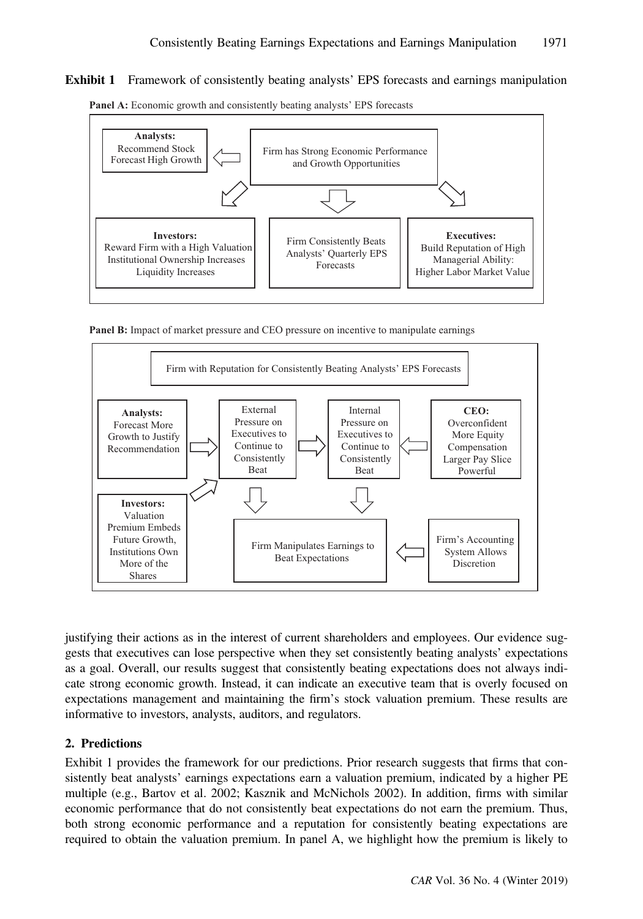**Exhibit 1** Framework of consistently beating analysts' EPS forecasts and earnings manipulation

**Panel A:** Economic growth and consistently beating analysts' EPS forecasts

**Analysts:** Recommend Stock Forecast High Growth

Firm has Strong Economic Performance and Growth Opportunities

**Investors:** Reward Firm with a High Valuation Institutional Ownership Increases Liquidity Increases

Firm Consistently Beats Analysts' Quarterly EPS Forecasts

**Executives:** Build Reputation of High Managerial Ability: Higher Labor Market Value

**Panel B:** Impact of market pressure and CEO pressure on incentive to manipulate earnings

Firm with Reputation for Consistently Beating Analysts' EPS Forecasts

**Analysts:** Forecast More Growth to Justify Recommendation

External Pressure on Executives to Continue to Consistently Beat

Internal Pressure on Executives to Continue to Consistently Beat

**CEO:** Overconfident More Equity Compensation Larger Pay Slice Powerful

**Investors:** Valuation Premium Embeds Future Growth, Institutions Own More of the Shares

Firm Manipulates Earnings to Beat Expectations

Firm's Accounting System Allows Discretion

justifying their actions as in the interest of current shareholders and employees. Our evidence suggests that executives can lose perspective when they set consistently beating analysts' expectations as a goal. Overall, our results suggest that consistently beating expectations does not always indicate strong economic growth. Instead, it can indicate an executive team that is overly focused on expectations management and maintaining the firm's stock valuation premium. These results are informative to investors, analysts, auditors, and regulators.

## 2. Predictions

Exhibit 1 provides the framework for our predictions. Prior research suggests that firms that consistently beat analysts' earnings expectations earn a valuation premium, indicated by a higher PE multiple (e.g., Bartov et al. 2002; Kasznik and McNichols 2002). In addition, firms with similar economic performance that do not consistently beat expectations do not earn the premium. Thus, both strong economic performance and a reputation for consistently beating expectations are required to obtain the valuation premium. In panel A, we highlight how the premium is likely to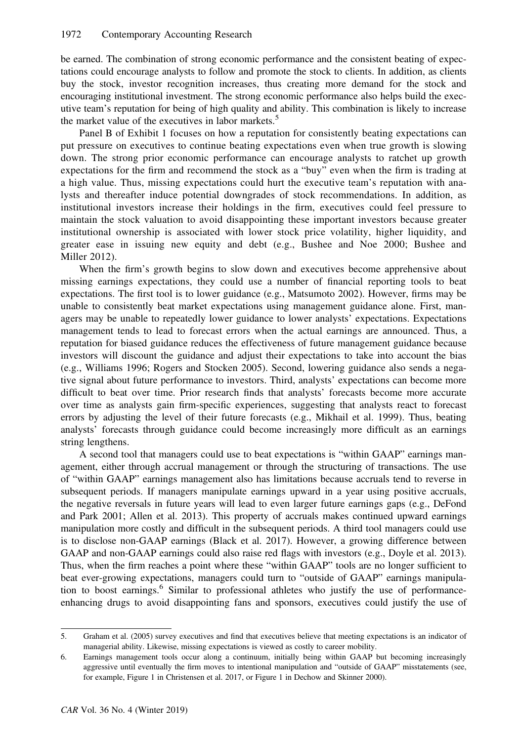be earned. The combination of strong economic performance and the consistent beating of expectations could encourage analysts to follow and promote the stock to clients. In addition, as clients buy the stock, investor recognition increases, thus creating more demand for the stock and encouraging institutional investment. The strong economic performance also helps build the executive team's reputation for being of high quality and ability. This combination is likely to increase the market value of the executives in labor markets.[5]

Panel B of Exhibit 1 focuses on how a reputation for consistently beating expectations can put pressure on executives to continue beating expectations even when true growth is slowing down. The strong prior economic performance can encourage analysts to ratchet up growth expectations for the firm and recommend the stock as a "buy" even when the firm is trading at a high value. Thus, missing expectations could hurt the executive team's reputation with analysts and thereafter induce potential downgrades of stock recommendations. In addition, as institutional investors increase their holdings in the firm, executives could feel pressure to maintain the stock valuation to avoid disappointing these important investors because greater institutional ownership is associated with lower stock price volatility, higher liquidity, and greater ease in issuing new equity and debt (e.g., Bushee and Noe 2000; Bushee and Miller 2012).

When the firm's growth begins to slow down and executives become apprehensive about missing earnings expectations, they could use a number of financial reporting tools to beat expectations. The first tool is to lower guidance (e.g., Matsumoto 2002). However, firms may be unable to consistently beat market expectations using management guidance alone. First, managers may be unable to repeatedly lower guidance to lower analysts' expectations. Expectations management tends to lead to forecast errors when the actual earnings are announced. Thus, a reputation for biased guidance reduces the effectiveness of future management guidance because investors will discount the guidance and adjust their expectations to take into account the bias (e.g., Williams 1996; Rogers and Stocken 2005). Second, lowering guidance also sends a negative signal about future performance to investors. Third, analysts' expectations can become more difficult to beat over time. Prior research finds that analysts' forecasts become more accurate over time as analysts gain firm-specific experiences, suggesting that analysts react to forecast errors by adjusting the level of their future forecasts (e.g., Mikhail et al. 1999). Thus, beating analysts' forecasts through guidance could become increasingly more difficult as an earnings string lengthens.

A second tool that managers could use to beat expectations is "within GAAP" earnings management, either through accrual management or through the structuring of transactions. The use of "within GAAP" earnings management also has limitations because accruals tend to reverse in subsequent periods. If managers manipulate earnings upward in a year using positive accruals, the negative reversals in future years will lead to even larger future earnings gaps (e.g., DeFond and Park 2001; Allen et al. 2013). This property of accruals makes continued upward earnings manipulation more costly and difficult in the subsequent periods. A third tool managers could use is to disclose non-GAAP earnings (Black et al. 2017). However, a growing difference between GAAP and non-GAAP earnings could also raise red flags with investors (e.g., Doyle et al. 2013). Thus, when the firm reaches a point where these "within GAAP" tools are no longer sufficient to beat ever-growing expectations, managers could turn to "outside of GAAP" earnings manipulation to boost earnings.[6] Similar to professional athletes who justify the use of performance-enhancing drugs to avoid disappointing fans and sponsors, executives could justify the use of

---

5. Graham et al. (2005) survey executives and find that executives believe that meeting expectations is an indicator of managerial ability. Likewise, missing expectations is viewed as costly to career mobility.

6. Earnings management tools occur along a continuum, initially being within GAAP but becoming increasingly aggressive until eventually the firm moves to intentional manipulation and "outside of GAAP" misstatements (see, for example, Figure 1 in Christensen et al. 2017, or Figure 1 in Dechow and Skinner 2000).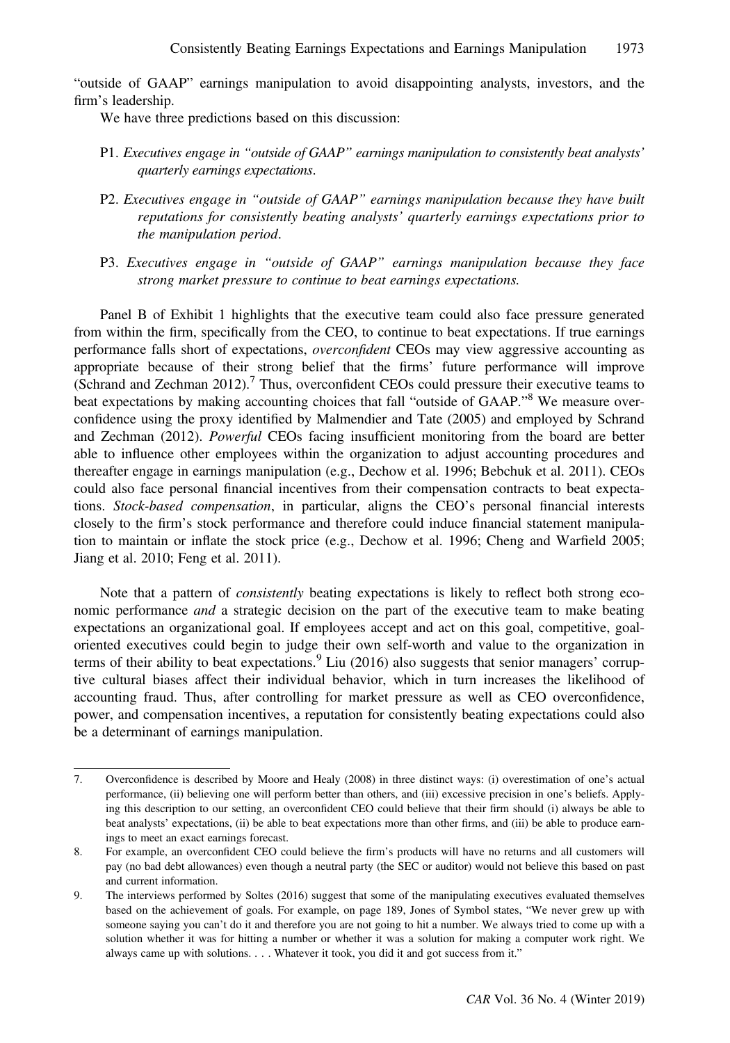"outside of GAAP" earnings manipulation to avoid disappointing analysts, investors, and the firm's leadership.

We have three predictions based on this discussion:

- P1. *Executives engage in "outside of GAAP" earnings manipulation to consistently beat analysts' quarterly earnings expectations.*
- P2. *Executives engage in "outside of GAAP" earnings manipulation because they have built reputations for consistently beating analysts' quarterly earnings expectations prior to the manipulation period.*
- P3. *Executives engage in "outside of GAAP" earnings manipulation because they face strong market pressure to continue to beat earnings expectations.*

Panel B of Exhibit 1 highlights that the executive team could also face pressure generated from within the firm, specifically from the CEO, to continue to beat expectations. If true earnings performance falls short of expectations, *overconfident* CEOs may view aggressive accounting as appropriate because of their strong belief that the firms' future performance will improve (Schrand and Zechman 2012).[7] Thus, overconfident CEOs could pressure their executive teams to beat expectations by making accounting choices that fall "outside of GAAP."[8] We measure overconfidence using the proxy identified by Malmendier and Tate (2005) and employed by Schrand and Zechman (2012). *Powerful* CEOs facing insufficient monitoring from the board are better able to influence other employees within the organization to adjust accounting procedures and thereafter engage in earnings manipulation (e.g., Dechow et al. 1996; Bebchuk et al. 2011). CEOs could also face personal financial incentives from their compensation contracts to beat expectations. *Stock-based compensation*, in particular, aligns the CEO's personal financial interests closely to the firm's stock performance and therefore could induce financial statement manipulation to maintain or inflate the stock price (e.g., Dechow et al. 1996; Cheng and Warfield 2005; Jiang et al. 2010; Feng et al. 2011).

Note that a pattern of *consistently* beating expectations is likely to reflect both strong economic performance *and* a strategic decision on the part of the executive team to make beating expectations an organizational goal. If employees accept and act on this goal, competitive, goal-oriented executives could begin to judge their own self-worth and value to the organization in terms of their ability to beat expectations.[9] Liu (2016) also suggests that senior managers' corruptive cultural biases affect their individual behavior, which in turn increases the likelihood of accounting fraud. Thus, after controlling for market pressure as well as CEO overconfidence, power, and compensation incentives, a reputation for consistently beating expectations could also be a determinant of earnings manipulation.

---

7. Overconfidence is described by Moore and Healy (2008) in three distinct ways: (i) overestimation of one's actual performance, (ii) believing one will perform better than others, and (iii) excessive precision in one's beliefs. Applying this description to our setting, an overconfident CEO could believe that their firm should (i) always be able to beat analysts' expectations, (ii) be able to beat expectations more than other firms, and (iii) be able to produce earnings to meet an exact earnings forecast.

8. For example, an overconfident CEO could believe the firm's products will have no returns and all customers will pay (no bad debt allowances) even though a neutral party (the SEC or auditor) would not believe this based on past and current information.

9. The interviews performed by Soltes (2016) suggest that some of the manipulating executives evaluated themselves based on the achievement of goals. For example, on page 189, Jones of Symbol states, "We never grew up with someone saying you can't do it and therefore you are not going to hit a number. We always tried to come up with a solution whether it was for hitting a number or whether it was a solution for making a computer work right. We always came up with solutions. . . . Whatever it took, you did it and got success from it."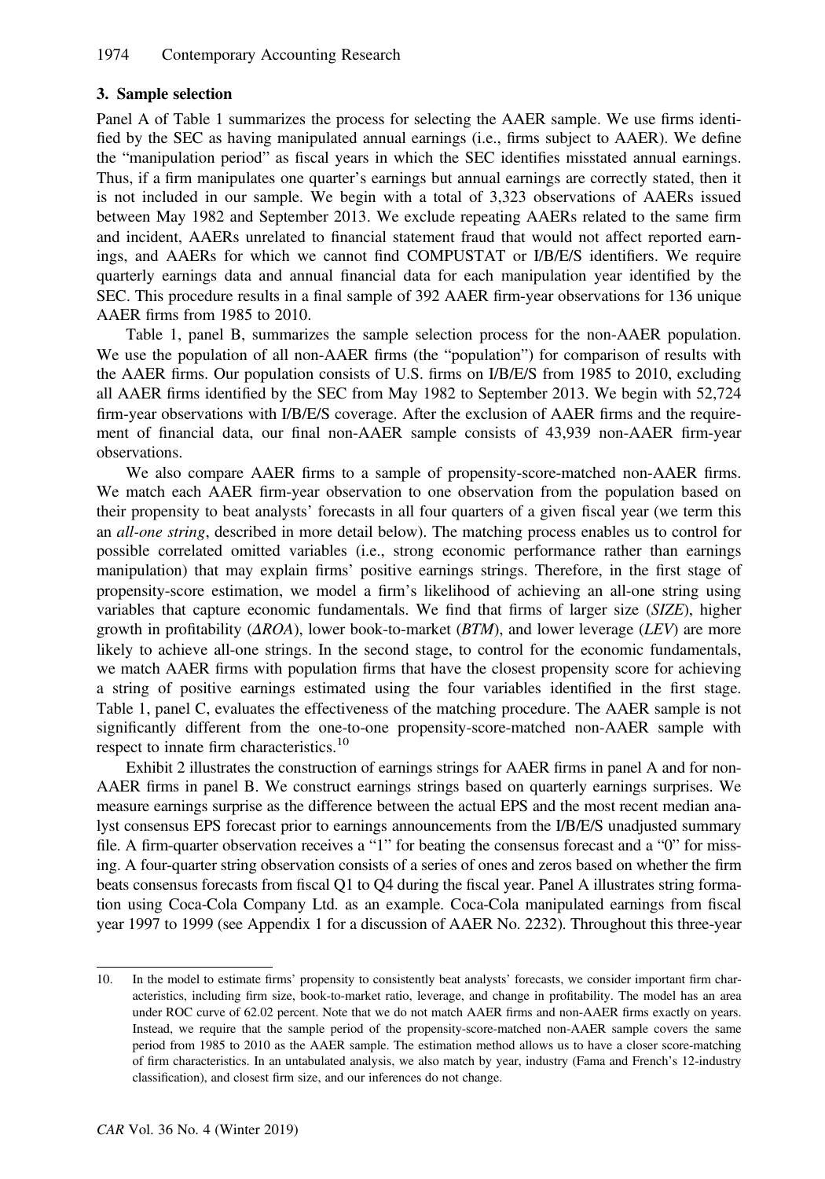## 3. Sample selection

Panel A of Table 1 summarizes the process for selecting the AAER sample. We use firms identified by the SEC as having manipulated annual earnings (i.e., firms subject to AAER). We define the "manipulation period" as fiscal years in which the SEC identifies misstated annual earnings. Thus, if a firm manipulates one quarter's earnings but annual earnings are correctly stated, then it is not included in our sample. We begin with a total of 3,323 observations of AAERs issued between May 1982 and September 2013. We exclude repeating AAERs related to the same firm and incident, AAERs unrelated to financial statement fraud that would not affect reported earnings, and AAERs for which we cannot find COMPUSTAT or I/B/E/S identifiers. We require quarterly earnings data and annual financial data for each manipulation year identified by the SEC. This procedure results in a final sample of 392 AAER firm-year observations for 136 unique AAER firms from 1985 to 2010.

Table 1, panel B, summarizes the sample selection process for the non-AAER population. We use the population of all non-AAER firms (the "population") for comparison of results with the AAER firms. Our population consists of U.S. firms on I/B/E/S from 1985 to 2010, excluding all AAER firms identified by the SEC from May 1982 to September 2013. We begin with 52,724 firm-year observations with I/B/E/S coverage. After the exclusion of AAER firms and the requirement of financial data, our final non-AAER sample consists of 43,939 non-AAER firm-year observations.

We also compare AAER firms to a sample of propensity-score-matched non-AAER firms. We match each AAER firm-year observation to one observation from the population based on their propensity to beat analysts' forecasts in all four quarters of a given fiscal year (we term this an *all-one string*, described in more detail below). The matching process enables us to control for possible correlated omitted variables (i.e., strong economic performance rather than earnings manipulation) that may explain firms' positive earnings strings. Therefore, in the first stage of propensity-score estimation, we model a firm's likelihood of achieving an all-one string using variables that capture economic fundamentals. We find that firms of larger size (*SIZE*), higher growth in profitability ($\Delta ROA$), lower book-to-market (*BTM*), and lower leverage (*LEV*) are more likely to achieve all-one strings. In the second stage, to control for the economic fundamentals, we match AAER firms with population firms that have the closest propensity score for achieving a string of positive earnings estimated using the four variables identified in the first stage. Table 1, panel C, evaluates the effectiveness of the matching procedure. The AAER sample is not significantly different from the one-to-one propensity-score-matched non-AAER sample with respect to innate firm characteristics.[10]

Exhibit 2 illustrates the construction of earnings strings for AAER firms in panel A and for non-AAER firms in panel B. We construct earnings strings based on quarterly earnings surprises. We measure earnings surprise as the difference between the actual EPS and the most recent median analyst consensus EPS forecast prior to earnings announcements from the I/B/E/S unadjusted summary file. A firm-quarter observation receives a "1" for beating the consensus forecast and a "0" for missing. A four-quarter string observation consists of a series of ones and zeros based on whether the firm beats consensus forecasts from fiscal Q1 to Q4 during the fiscal year. Panel A illustrates string formation using Coca-Cola Company Ltd. as an example. Coca-Cola manipulated earnings from fiscal year 1997 to 1999 (see Appendix 1 for a discussion of AAER No. 2232). Throughout this three-year

10. In the model to estimate firms' propensity to consistently beat analysts' forecasts, we consider important firm characteristics, including firm size, book-to-market ratio, leverage, and change in profitability. The model has an area under ROC curve of 62.02 percent. Note that we do not match AAER firms and non-AAER firms exactly on years. Instead, we require that the sample period of the propensity-score-matched non-AAER sample covers the same period from 1985 to 2010 as the AAER sample. The estimation method allows us to have a closer score-matching of firm characteristics. In an untabulated analysis, we also match by year, industry (Fama and French's 12-industry classification), and closest firm size, and our inferences do not change.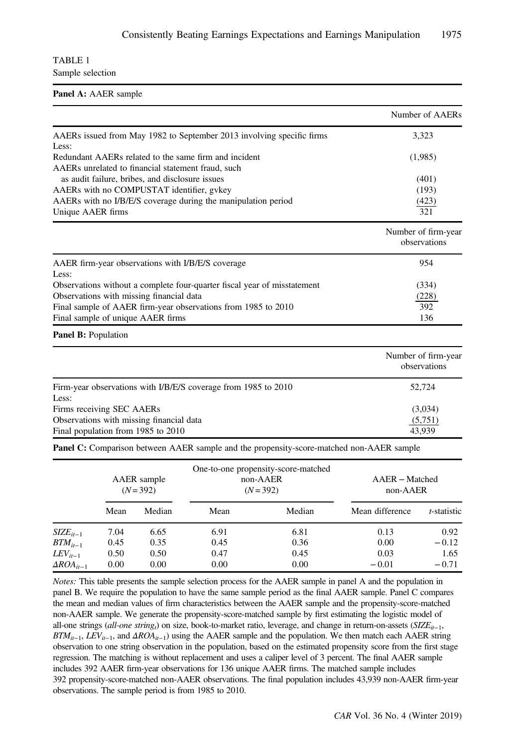TABLE 1

Sample selection

**Panel A:** AAER sample

| | Number of AAERs |
|---|---|
| AAERs issued from May 1982 to September 2013 involving specific firms | 3,323 |
| Less: | |
| Redundant AAERs related to the same firm and incident | (1,985) |
| AAERs unrelated to financial statement fraud, such as audit failure, bribes, and disclosure issues | (401) |
| AAERs with no COMPUSTAT identifier, gvkey | (193) |
| AAERs with no I/B/E/S coverage during the manipulation period | (423) |
| Unique AAER firms | 321 |

| | Number of firm-year observations |
|---|---|
| AAER firm-year observations with I/B/E/S coverage | 954 |
| Less: | |
| Observations without a complete four-quarter fiscal year of misstatement | (334) |
| Observations with missing financial data | (228) |
| Final sample of AAER firm-year observations from 1985 to 2010 | 392 |
| Final sample of unique AAER firms | 136 |

**Panel B:** Population

| | Number of firm-year observations |
|---|---|
| Firm-year observations with I/B/E/S coverage from 1985 to 2010 | 52,724 |
| Less: | |
| Firms receiving SEC AAERs | (3,034) |
| Observations with missing financial data | (5,751) |
| Final population from 1985 to 2010 | 43,939 |

**Panel C:** Comparison between AAER sample and the propensity-score-matched non-AAER sample

| | AAER sample ($N = 392$) | | One-to-one propensity-score-matched non-AAER ($N = 392$) | | AAER − Matched non-AAER | |
|---|---|---|---|---|---|---|
| | Mean | Median | Mean | Median | Mean difference | *t*-statistic |
| $SIZE_{it-1}$ | 7.04 | 6.65 | 6.91 | 6.81 | 0.13 | 0.92 |
| $BTM_{it-1}$ | 0.45 | 0.35 | 0.45 | 0.36 | 0.00 | −0.12 |
| $LEV_{it-1}$ | 0.50 | 0.50 | 0.47 | 0.45 | 0.03 | 1.65 |
| $\Delta ROA_{it-1}$ | 0.00 | 0.00 | 0.00 | 0.00 | −0.01 | −0.71 |

*Notes:* This table presents the sample selection process for the AAER sample in panel A and the population in panel B. We require the population to have the same sample period as the final AAER sample. Panel C compares the mean and median values of firm characteristics between the AAER sample and the propensity-score-matched non-AAER sample. We generate the propensity-score-matched sample by first estimating the logistic model of all-one strings (*all-one string$_t$*) on size, book-to-market ratio, leverage, and change in return-on-assets ($SIZE_{it-1}$, $BTM_{it-1}$, $LEV_{it-1}$, and $\Delta ROA_{it-1}$) using the AAER sample and the population. We then match each AAER string observation to one string observation in the population, based on the estimated propensity score from the first stage regression. The matching is without replacement and uses a caliper level of 3 percent. The final AAER sample includes 392 AAER firm-year observations for 136 unique AAER firms. The matched sample includes 392 propensity-score-matched non-AAER observations. The final population includes 43,939 non-AAER firm-year observations. The sample period is from 1985 to 2010.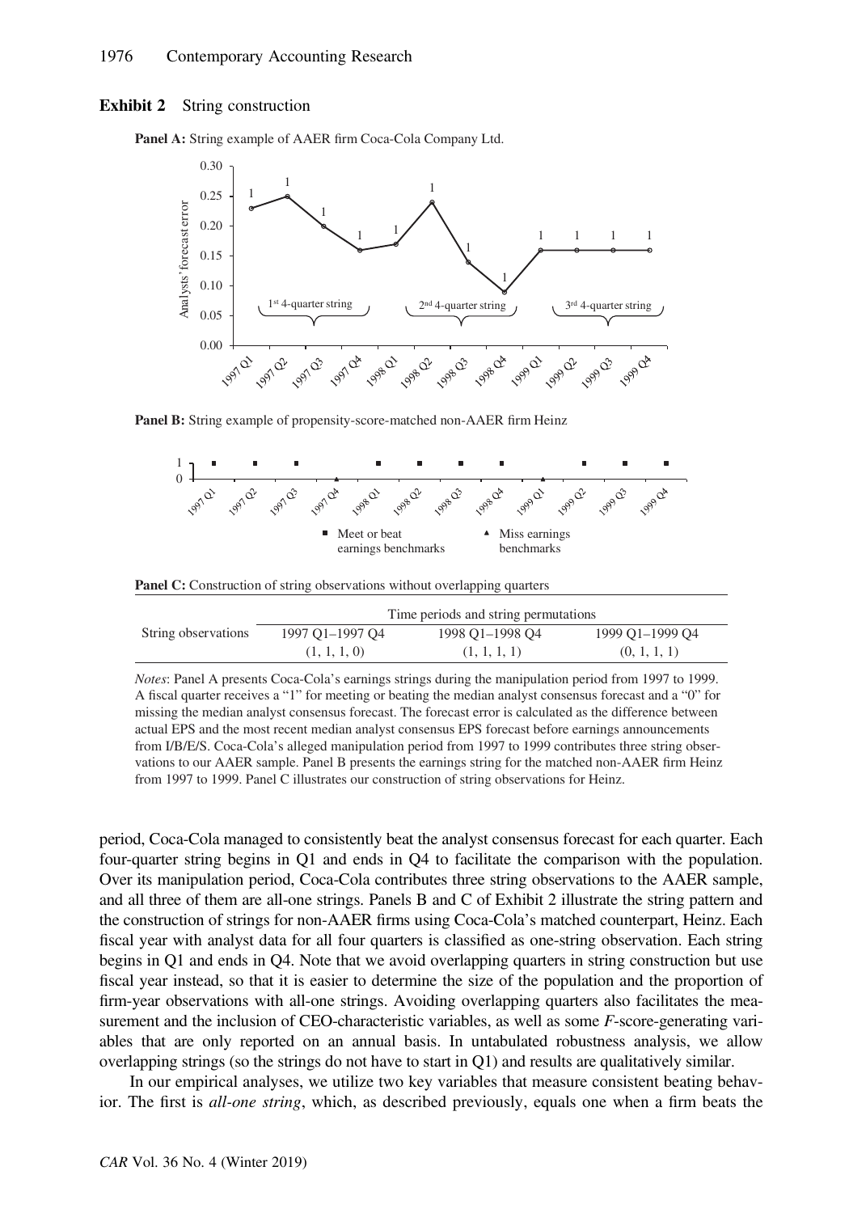**Exhibit 2** String construction

**Panel A:** String example of AAER firm Coca-Cola Company Ltd.

Analysts' forecast error

0.30
0.25
0.20
0.15
0.10
0.05
0.00

1 1 1 1 1 1 1 1 1 1 1 1

1st 4-quarter string

2nd 4-quarter string

3rd 4-quarter string

1997 Q1, 1997 Q2, 1997 Q3, 1997 Q4, 1998 Q1, 1998 Q2, 1998 Q3, 1998 Q4, 1999 Q1, 1999 Q2, 1999 Q3, 1999 Q4

**Panel B:** String example of propensity-score-matched non-AAER firm Heinz

1
0

1997 Q1, 1997 Q2, 1997 Q3, 1997 Q4, 1998 Q1, 1998 Q2, 1998 Q3, 1998 Q4, 1999 Q1, 1999 Q2, 1999 Q3, 1999 Q4

■ Meet or beat earnings benchmarks

▲ Miss earnings benchmarks

**Panel C:** Construction of string observations without overlapping quarters

| String observations | Time periods and string permutations | | |
|---|---|---|---|
| | 1997 Q1–1997 Q4 | 1998 Q1–1998 Q4 | 1999 Q1–1999 Q4 |
| | (1, 1, 1, 0) | (1, 1, 1, 1) | (0, 1, 1, 1) |

*Notes*: Panel A presents Coca-Cola's earnings strings during the manipulation period from 1997 to 1999. A fiscal quarter receives a "1" for meeting or beating the median analyst consensus forecast and a "0" for missing the median analyst consensus forecast. The forecast error is calculated as the difference between actual EPS and the most recent median analyst consensus EPS forecast before earnings announcements from I/B/E/S. Coca-Cola's alleged manipulation period from 1997 to 1999 contributes three string observations to our AAER sample. Panel B presents the earnings string for the matched non-AAER firm Heinz from 1997 to 1999. Panel C illustrates our construction of string observations for Heinz.

period, Coca-Cola managed to consistently beat the analyst consensus forecast for each quarter. Each four-quarter string begins in Q1 and ends in Q4 to facilitate the comparison with the population. Over its manipulation period, Coca-Cola contributes three string observations to the AAER sample, and all three of them are all-one strings. Panels B and C of Exhibit 2 illustrate the string pattern and the construction of strings for non-AAER firms using Coca-Cola's matched counterpart, Heinz. Each fiscal year with analyst data for all four quarters is classified as one-string observation. Each string begins in Q1 and ends in Q4. Note that we avoid overlapping quarters in string construction but use fiscal year instead, so that it is easier to determine the size of the population and the proportion of firm-year observations with all-one strings. Avoiding overlapping quarters also facilitates the measurement and the inclusion of CEO-characteristic variables, as well as some *F*-score-generating variables that are only reported on an annual basis. In untabulated robustness analysis, we allow overlapping strings (so the strings do not have to start in Q1) and results are qualitatively similar.

In our empirical analyses, we utilize two key variables that measure consistent beating behavior. The first is *all-one string*, which, as described previously, equals one when a firm beats the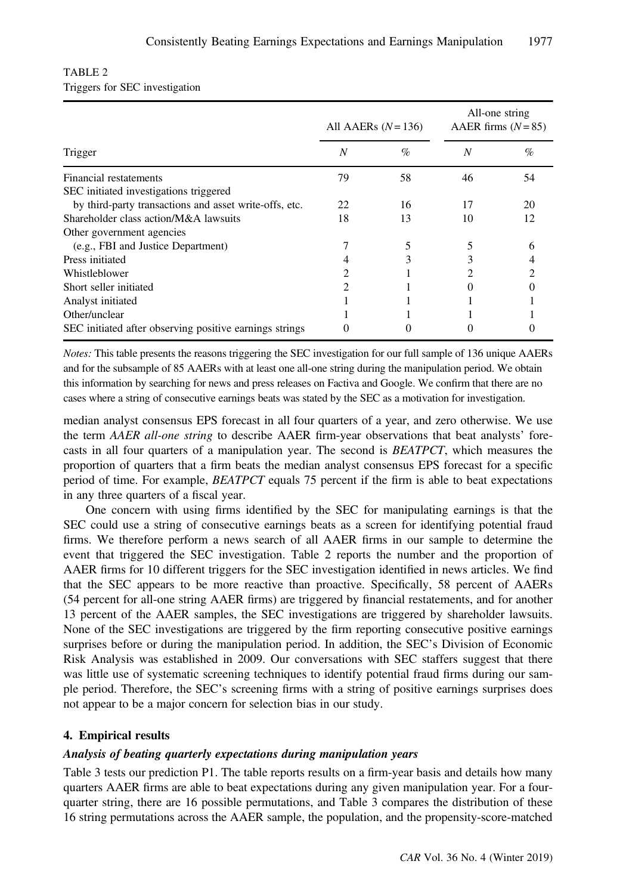TABLE 2
Triggers for SEC investigation

| Trigger | All AAERs ($N = 136$) | | All-one string AAER firms ($N = 85$) | |
|---|---|---|---|---|
| | $N$ | % | $N$ | % |
| Financial restatements | 79 | 58 | 46 | 54 |
| SEC initiated investigations triggered by third-party transactions and asset write-offs, etc. | 22 | 16 | 17 | 20 |
| Shareholder class action/M&A lawsuits | 18 | 13 | 10 | 12 |
| Other government agencies (e.g., FBI and Justice Department) | 7 | 5 | 5 | 6 |
| Press initiated | 4 | 3 | 3 | 4 |
| Whistleblower | 2 | 1 | 2 | 2 |
| Short seller initiated | 2 | 1 | 0 | 0 |
| Analyst initiated | 1 | 1 | 1 | 1 |
| Other/unclear | 1 | 1 | 1 | 1 |
| SEC initiated after observing positive earnings strings | 0 | 0 | 0 | 0 |

*Notes:* This table presents the reasons triggering the SEC investigation for our full sample of 136 unique AAERs and for the subsample of 85 AAERs with at least one all-one string during the manipulation period. We obtain this information by searching for news and press releases on Factiva and Google. We confirm that there are no cases where a string of consecutive earnings beats was stated by the SEC as a motivation for investigation.

median analyst consensus EPS forecast in all four quarters of a year, and zero otherwise. We use the term *AAER all-one string* to describe AAER firm-year observations that beat analysts' forecasts in all four quarters of a manipulation year. The second is *BEATPCT*, which measures the proportion of quarters that a firm beats the median analyst consensus EPS forecast for a specific period of time. For example, *BEATPCT* equals 75 percent if the firm is able to beat expectations in any three quarters of a fiscal year.

One concern with using firms identified by the SEC for manipulating earnings is that the SEC could use a string of consecutive earnings beats as a screen for identifying potential fraud firms. We therefore perform a news search of all AAER firms in our sample to determine the event that triggered the SEC investigation. Table 2 reports the number and the proportion of AAER firms for 10 different triggers for the SEC investigation identified in news articles. We find that the SEC appears to be more reactive than proactive. Specifically, 58 percent of AAERs (54 percent for all-one string AAER firms) are triggered by financial restatements, and for another 13 percent of the AAER samples, the SEC investigations are triggered by shareholder lawsuits. None of the SEC investigations are triggered by the firm reporting consecutive positive earnings surprises before or during the manipulation period. In addition, the SEC's Division of Economic Risk Analysis was established in 2009. Our conversations with SEC staffers suggest that there was little use of systematic screening techniques to identify potential fraud firms during our sample period. Therefore, the SEC's screening firms with a string of positive earnings surprises does not appear to be a major concern for selection bias in our study.

## 4. Empirical results

### *Analysis of beating quarterly expectations during manipulation years*

Table 3 tests our prediction P1. The table reports results on a firm-year basis and details how many quarters AAER firms are able to beat expectations during any given manipulation year. For a four-quarter string, there are 16 possible permutations, and Table 3 compares the distribution of these 16 string permutations across the AAER sample, the population, and the propensity-score-matched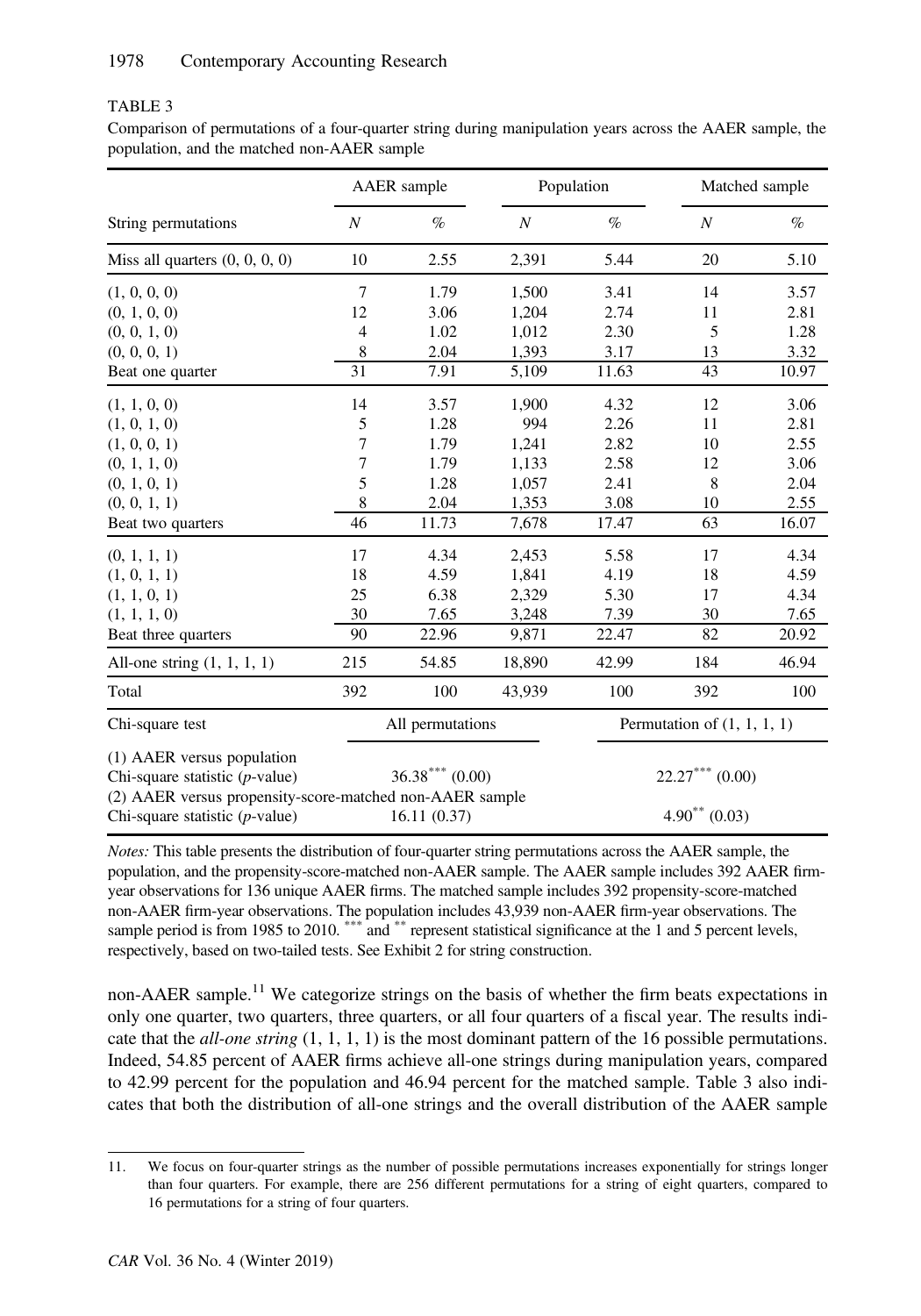TABLE 3

Comparison of permutations of a four-quarter string during manipulation years across the AAER sample, the population, and the matched non-AAER sample

| | AAER sample | | Population | | Matched sample | |
|---|---|---|---|---|---|---|
| String permutations | $N$ | % | $N$ | % | $N$ | % |
| Miss all quarters (0, 0, 0, 0) | 10 | 2.55 | 2,391 | 5.44 | 20 | 5.10 |
| (1, 0, 0, 0) | 7 | 1.79 | 1,500 | 3.41 | 14 | 3.57 |
| (0, 1, 0, 0) | 12 | 3.06 | 1,204 | 2.74 | 11 | 2.81 |
| (0, 0, 1, 0) | 4 | 1.02 | 1,012 | 2.30 | 5 | 1.28 |
| (0, 0, 0, 1) | 8 | 2.04 | 1,393 | 3.17 | 13 | 3.32 |
| Beat one quarter | 31 | 7.91 | 5,109 | 11.63 | 43 | 10.97 |
| (1, 1, 0, 0) | 14 | 3.57 | 1,900 | 4.32 | 12 | 3.06 |
| (1, 0, 1, 0) | 5 | 1.28 | 994 | 2.26 | 11 | 2.81 |
| (1, 0, 0, 1) | 7 | 1.79 | 1,241 | 2.82 | 10 | 2.55 |
| (0, 1, 1, 0) | 7 | 1.79 | 1,133 | 2.58 | 12 | 3.06 |
| (0, 1, 0, 1) | 5 | 1.28 | 1,057 | 2.41 | 8 | 2.04 |
| (0, 0, 1, 1) | 8 | 2.04 | 1,353 | 3.08 | 10 | 2.55 |
| Beat two quarters | 46 | 11.73 | 7,678 | 17.47 | 63 | 16.07 |
| (0, 1, 1, 1) | 17 | 4.34 | 2,453 | 5.58 | 17 | 4.34 |
| (1, 0, 1, 1) | 18 | 4.59 | 1,841 | 4.19 | 18 | 4.59 |
| (1, 1, 0, 1) | 25 | 6.38 | 2,329 | 5.30 | 17 | 4.34 |
| (1, 1, 1, 0) | 30 | 7.65 | 3,248 | 7.39 | 30 | 7.65 |
| Beat three quarters | 90 | 22.96 | 9,871 | 22.47 | 82 | 20.92 |
| All-one string (1, 1, 1, 1) | 215 | 54.85 | 18,890 | 42.99 | 184 | 46.94 |
| Total | 392 | 100 | 43,939 | 100 | 392 | 100 |

| Chi-square test | All permutations | Permutation of (1, 1, 1, 1) |
|---|---|---|
| (1) AAER versus population | | |
| Chi-square statistic ($p$-value) | 36.38*** (0.00) | 22.27*** (0.00) |
| (2) AAER versus propensity-score-matched non-AAER sample | | |
| Chi-square statistic ($p$-value) | 16.11 (0.37) | 4.90** (0.03) |

*Notes:* This table presents the distribution of four-quarter string permutations across the AAER sample, the population, and the propensity-score-matched non-AAER sample. The AAER sample includes 392 AAER firm-year observations for 136 unique AAER firms. The matched sample includes 392 propensity-score-matched non-AAER firm-year observations. The population includes 43,939 non-AAER firm-year observations. The sample period is from 1985 to 2010. *** and ** represent statistical significance at the 1 and 5 percent levels, respectively, based on two-tailed tests. See Exhibit 2 for string construction.

non-AAER sample.[11] We categorize strings on the basis of whether the firm beats expectations in only one quarter, two quarters, three quarters, or all four quarters of a fiscal year. The results indicate that the *all-one string* (1, 1, 1, 1) is the most dominant pattern of the 16 possible permutations. Indeed, 54.85 percent of AAER firms achieve all-one strings during manipulation years, compared to 42.99 percent for the population and 46.94 percent for the matched sample. Table 3 also indicates that both the distribution of all-one strings and the overall distribution of the AAER sample

11. We focus on four-quarter strings as the number of possible permutations increases exponentially for strings longer than four quarters. For example, there are 256 different permutations for a string of eight quarters, compared to 16 permutations for a string of four quarters.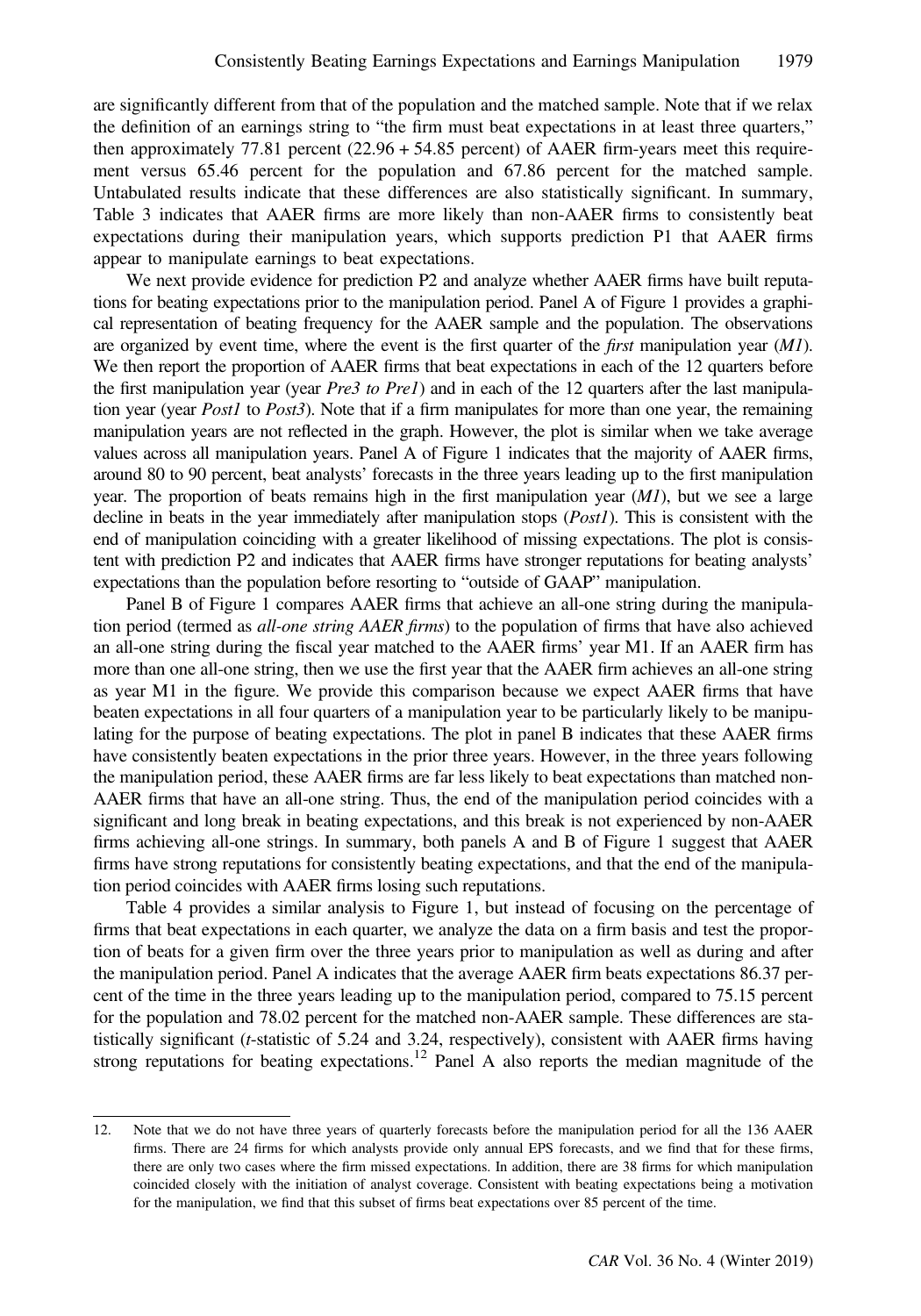are significantly different from that of the population and the matched sample. Note that if we relax the definition of an earnings string to "the firm must beat expectations in at least three quarters," then approximately 77.81 percent (22.96 + 54.85 percent) of AAER firm-years meet this requirement versus 65.46 percent for the population and 67.86 percent for the matched sample. Untabulated results indicate that these differences are also statistically significant. In summary, Table 3 indicates that AAER firms are more likely than non-AAER firms to consistently beat expectations during their manipulation years, which supports prediction P1 that AAER firms appear to manipulate earnings to beat expectations.

We next provide evidence for prediction P2 and analyze whether AAER firms have built reputations for beating expectations prior to the manipulation period. Panel A of Figure 1 provides a graphical representation of beating frequency for the AAER sample and the population. The observations are organized by event time, where the event is the first quarter of the *first* manipulation year (*M1*). We then report the proportion of AAER firms that beat expectations in each of the 12 quarters before the first manipulation year (year *Pre3 to Pre1*) and in each of the 12 quarters after the last manipulation year (year *Post1* to *Post3*). Note that if a firm manipulates for more than one year, the remaining manipulation years are not reflected in the graph. However, the plot is similar when we take average values across all manipulation years. Panel A of Figure 1 indicates that the majority of AAER firms, around 80 to 90 percent, beat analysts' forecasts in the three years leading up to the first manipulation year. The proportion of beats remains high in the first manipulation year (*M1*), but we see a large decline in beats in the year immediately after manipulation stops (*Post1*). This is consistent with the end of manipulation coinciding with a greater likelihood of missing expectations. The plot is consistent with prediction P2 and indicates that AAER firms have stronger reputations for beating analysts' expectations than the population before resorting to "outside of GAAP" manipulation.

Panel B of Figure 1 compares AAER firms that achieve an all-one string during the manipulation period (termed as *all-one string AAER firms*) to the population of firms that have also achieved an all-one string during the fiscal year matched to the AAER firms' year M1. If an AAER firm has more than one all-one string, then we use the first year that the AAER firm achieves an all-one string as year M1 in the figure. We provide this comparison because we expect AAER firms that have beaten expectations in all four quarters of a manipulation year to be particularly likely to be manipulating for the purpose of beating expectations. The plot in panel B indicates that these AAER firms have consistently beaten expectations in the prior three years. However, in the three years following the manipulation period, these AAER firms are far less likely to beat expectations than matched non-AAER firms that have an all-one string. Thus, the end of the manipulation period coincides with a significant and long break in beating expectations, and this break is not experienced by non-AAER firms achieving all-one strings. In summary, both panels A and B of Figure 1 suggest that AAER firms have strong reputations for consistently beating expectations, and that the end of the manipulation period coincides with AAER firms losing such reputations.

Table 4 provides a similar analysis to Figure 1, but instead of focusing on the percentage of firms that beat expectations in each quarter, we analyze the data on a firm basis and test the proportion of beats for a given firm over the three years prior to manipulation as well as during and after the manipulation period. Panel A indicates that the average AAER firm beats expectations 86.37 percent of the time in the three years leading up to the manipulation period, compared to 75.15 percent for the population and 78.02 percent for the matched non-AAER sample. These differences are statistically significant (*t*-statistic of 5.24 and 3.24, respectively), consistent with AAER firms having strong reputations for beating expectations.[12] Panel A also reports the median magnitude of the

12. Note that we do not have three years of quarterly forecasts before the manipulation period for all the 136 AAER firms. There are 24 firms for which analysts provide only annual EPS forecasts, and we find that for these firms, there are only two cases where the firm missed expectations. In addition, there are 38 firms for which manipulation coincided closely with the initiation of analyst coverage. Consistent with beating expectations being a motivation for the manipulation, we find that this subset of firms beat expectations over 85 percent of the time.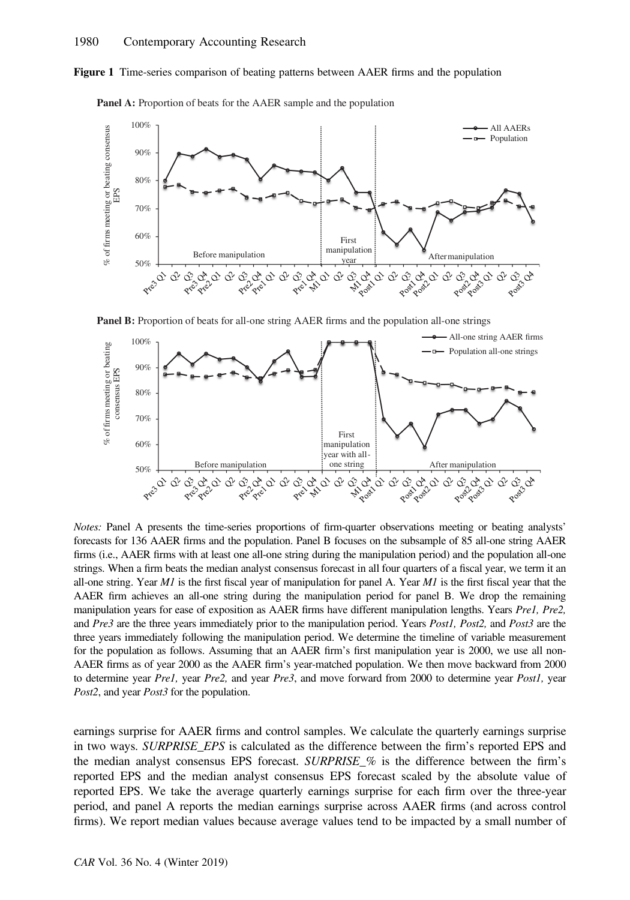**Figure 1** Time-series comparison of beating patterns between AAER firms and the population

**Panel A:** Proportion of beats for the AAER sample and the population

% of firms meeting or beating consensus EPS

100%
90%
80%
70%
60%
50%

All AAERs
Population

Before manipulation
First manipulation year
After manipulation

Pre3 Q1, Q2, Q3, Pre3 Q4, Pre2 Q1, Q2, Q3, Pre2 Q4, Pre1 Q1, Q2, Q3, Pre1 Q4, M1 Q1, Q2, Q3, M1 Q4, Post1 Q1, Q2, Q3, Post1 Q4, Post2 Q1, Q2, Q3, Post2 Q4, Post3 Q1, Q2, Q3, Post3 Q4

**Panel B:** Proportion of beats for all-one string AAER firms and the population all-one strings

% of firms meeting or beating consensus EPS

100%
90%
80%
70%
60%
50%

All-one string AAER firms
Population all-one strings

Before manipulation
First manipulation year with all-one string
After manipulation

Pre3 Q1, Q2, Q3, Pre3 Q4, Pre2 Q1, Q2, Q3, Pre2 Q4, Pre1 Q1, Q2, Q3, Pre1 Q4, M1 Q1, Q2, Q3, M1 Q4, Post1 Q1, Q2, Q3, Post1 Q4, Post2 Q1, Q2, Q3, Post2 Q4, Post3 Q1, Q2, Q3, Post3 Q4

*Notes:* Panel A presents the time-series proportions of firm-quarter observations meeting or beating analysts' forecasts for 136 AAER firms and the population. Panel B focuses on the subsample of 85 all-one string AAER firms (i.e., AAER firms with at least one all-one string during the manipulation period) and the population all-one strings. When a firm beats the median analyst consensus forecast in all four quarters of a fiscal year, we term it an all-one string. Year *M1* is the first fiscal year of manipulation for panel A. Year *M1* is the first fiscal year that the AAER firm achieves an all-one string during the manipulation period for panel B. We drop the remaining manipulation years for ease of exposition as AAER firms have different manipulation lengths. Years *Pre1, Pre2,* and *Pre3* are the three years immediately prior to the manipulation period. Years *Post1, Post2,* and *Post3* are the three years immediately following the manipulation period. We determine the timeline of variable measurement for the population as follows. Assuming that an AAER firm's first manipulation year is 2000, we use all non-AAER firms as of year 2000 as the AAER firm's year-matched population. We then move backward from 2000 to determine year *Pre1,* year *Pre2,* and year *Pre3*, and move forward from 2000 to determine year *Post1,* year *Post2*, and year *Post3* for the population.

earnings surprise for AAER firms and control samples. We calculate the quarterly earnings surprise in two ways. *SURPRISE_EPS* is calculated as the difference between the firm's reported EPS and the median analyst consensus EPS forecast. *SURPRISE_%* is the difference between the firm's reported EPS and the median analyst consensus EPS forecast scaled by the absolute value of reported EPS. We take the average quarterly earnings surprise for each firm over the three-year period, and panel A reports the median earnings surprise across AAER firms (and across control firms). We report median values because average values tend to be impacted by a small number of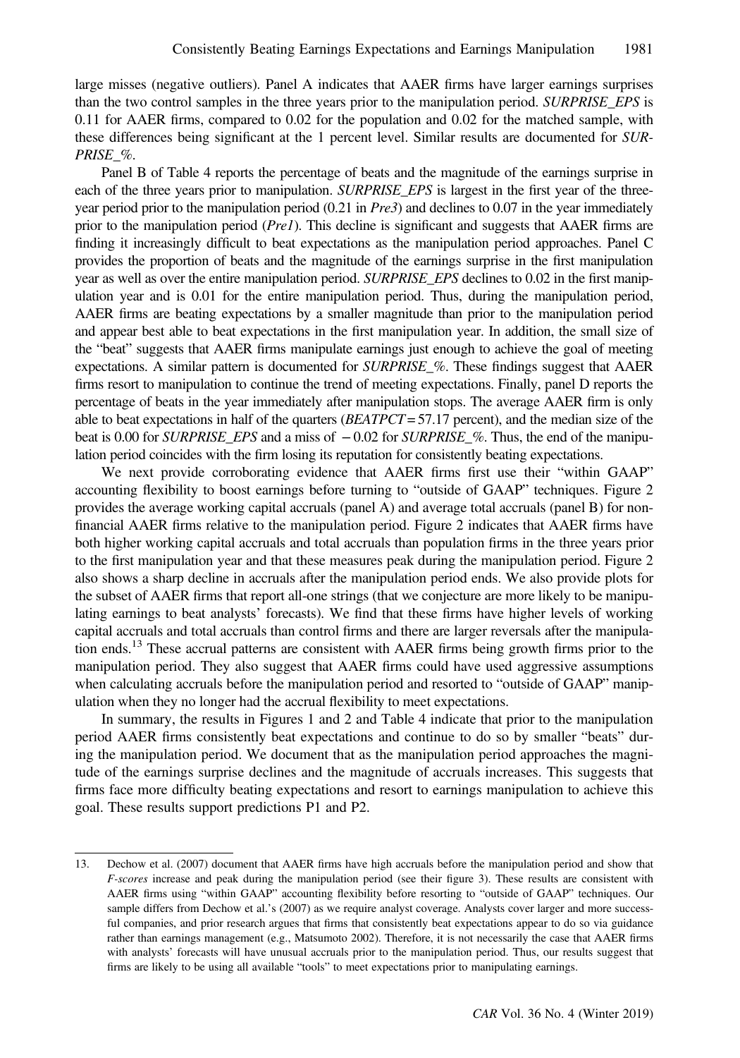large misses (negative outliers). Panel A indicates that AAER firms have larger earnings surprises than the two control samples in the three years prior to the manipulation period. *SURPRISE_EPS* is 0.11 for AAER firms, compared to 0.02 for the population and 0.02 for the matched sample, with these differences being significant at the 1 percent level. Similar results are documented for *SURPRISE_%*.

Panel B of Table 4 reports the percentage of beats and the magnitude of the earnings surprise in each of the three years prior to manipulation. *SURPRISE_EPS* is largest in the first year of the three-year period prior to the manipulation period (0.21 in *Pre3*) and declines to 0.07 in the year immediately prior to the manipulation period (*Pre1*). This decline is significant and suggests that AAER firms are finding it increasingly difficult to beat expectations as the manipulation period approaches. Panel C provides the proportion of beats and the magnitude of the earnings surprise in the first manipulation year as well as over the entire manipulation period. *SURPRISE_EPS* declines to 0.02 in the first manipulation year and is 0.01 for the entire manipulation period. Thus, during the manipulation period, AAER firms are beating expectations by a smaller magnitude than prior to the manipulation period and appear best able to beat expectations in the first manipulation year. In addition, the small size of the "beat" suggests that AAER firms manipulate earnings just enough to achieve the goal of meeting expectations. A similar pattern is documented for *SURPRISE_%*. These findings suggest that AAER firms resort to manipulation to continue the trend of meeting expectations. Finally, panel D reports the percentage of beats in the year immediately after manipulation stops. The average AAER firm is only able to beat expectations in half of the quarters (*BEATPCT* = 57.17 percent), and the median size of the beat is 0.00 for *SURPRISE_EPS* and a miss of −0.02 for *SURPRISE_%*. Thus, the end of the manipulation period coincides with the firm losing its reputation for consistently beating expectations.

We next provide corroborating evidence that AAER firms first use their "within GAAP" accounting flexibility to boost earnings before turning to "outside of GAAP" techniques. Figure 2 provides the average working capital accruals (panel A) and average total accruals (panel B) for non-financial AAER firms relative to the manipulation period. Figure 2 indicates that AAER firms have both higher working capital accruals and total accruals than population firms in the three years prior to the first manipulation year and that these measures peak during the manipulation period. Figure 2 also shows a sharp decline in accruals after the manipulation period ends. We also provide plots for the subset of AAER firms that report all-one strings (that we conjecture are more likely to be manipulating earnings to beat analysts' forecasts). We find that these firms have higher levels of working capital accruals and total accruals than control firms and there are larger reversals after the manipulation ends.[13] These accrual patterns are consistent with AAER firms being growth firms prior to the manipulation period. They also suggest that AAER firms could have used aggressive assumptions when calculating accruals before the manipulation period and resorted to "outside of GAAP" manipulation when they no longer had the accrual flexibility to meet expectations.

In summary, the results in Figures 1 and 2 and Table 4 indicate that prior to the manipulation period AAER firms consistently beat expectations and continue to do so by smaller "beats" during the manipulation period. We document that as the manipulation period approaches the magnitude of the earnings surprise declines and the magnitude of accruals increases. This suggests that firms face more difficulty beating expectations and resort to earnings manipulation to achieve this goal. These results support predictions P1 and P2.

---

13. Dechow et al. (2007) document that AAER firms have high accruals before the manipulation period and show that *F-scores* increase and peak during the manipulation period (see their figure 3). These results are consistent with AAER firms using "within GAAP" accounting flexibility before resorting to "outside of GAAP" techniques. Our sample differs from Dechow et al.'s (2007) as we require analyst coverage. Analysts cover larger and more successful companies, and prior research argues that firms that consistently beat expectations appear to do so via guidance rather than earnings management (e.g., Matsumoto 2002). Therefore, it is not necessarily the case that AAER firms with analysts' forecasts will have unusual accruals prior to the manipulation period. Thus, our results suggest that firms are likely to be using all available "tools" to meet expectations prior to manipulating earnings.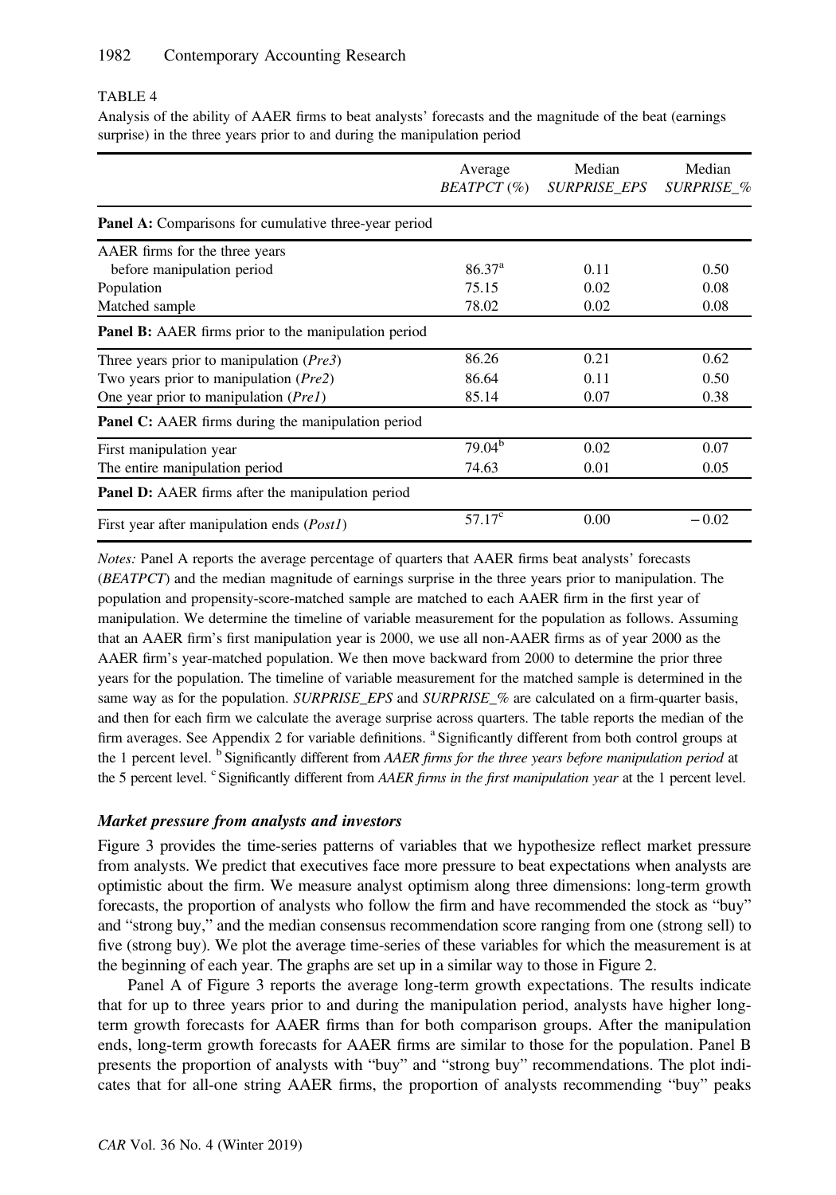TABLE 4

Analysis of the ability of AAER firms to beat analysts' forecasts and the magnitude of the beat (earnings surprise) in the three years prior to and during the manipulation period

| | Average *BEATPCT* (%) | Median *SURPRISE_EPS* | Median *SURPRISE_%* |
|---|---|---|---|
| **Panel A:** Comparisons for cumulative three-year period | | | |
| AAER firms for the three years before manipulation period | 86.37[a] | 0.11 | 0.50 |
| Population | 75.15 | 0.02 | 0.08 |
| Matched sample | 78.02 | 0.02 | 0.08 |
| **Panel B:** AAER firms prior to the manipulation period | | | |
| Three years prior to manipulation (*Pre3*) | 86.26 | 0.21 | 0.62 |
| Two years prior to manipulation (*Pre2*) | 86.64 | 0.11 | 0.50 |
| One year prior to manipulation (*Pre1*) | 85.14 | 0.07 | 0.38 |
| **Panel C:** AAER firms during the manipulation period | | | |
| First manipulation year | 79.04[b] | 0.02 | 0.07 |
| The entire manipulation period | 74.63 | 0.01 | 0.05 |
| **Panel D:** AAER firms after the manipulation period | | | |
| First year after manipulation ends (*Post1*) | 57.17[c] | 0.00 | −0.02 |

*Notes:* Panel A reports the average percentage of quarters that AAER firms beat analysts' forecasts (*BEATPCT*) and the median magnitude of earnings surprise in the three years prior to manipulation. The population and propensity-score-matched sample are matched to each AAER firm in the first year of manipulation. We determine the timeline of variable measurement for the population as follows. Assuming that an AAER firm's first manipulation year is 2000, we use all non-AAER firms as of year 2000 as the AAER firm's year-matched population. We then move backward from 2000 to determine the prior three years for the population. The timeline of variable measurement for the matched sample is determined in the same way as for the population. *SURPRISE_EPS* and *SURPRISE_%* are calculated on a firm-quarter basis, and then for each firm we calculate the average surprise across quarters. The table reports the median of the firm averages. See Appendix 2 for variable definitions. [a] Significantly different from both control groups at the 1 percent level. [b] Significantly different from *AAER firms for the three years before manipulation period* at the 5 percent level. [c] Significantly different from *AAER firms in the first manipulation year* at the 1 percent level.

### *Market pressure from analysts and investors*

Figure 3 provides the time-series patterns of variables that we hypothesize reflect market pressure from analysts. We predict that executives face more pressure to beat expectations when analysts are optimistic about the firm. We measure analyst optimism along three dimensions: long-term growth forecasts, the proportion of analysts who follow the firm and have recommended the stock as "buy" and "strong buy," and the median consensus recommendation score ranging from one (strong sell) to five (strong buy). We plot the average time-series of these variables for which the measurement is at the beginning of each year. The graphs are set up in a similar way to those in Figure 2.

Panel A of Figure 3 reports the average long-term growth expectations. The results indicate that for up to three years prior to and during the manipulation period, analysts have higher long-term growth forecasts for AAER firms than for both comparison groups. After the manipulation ends, long-term growth forecasts for AAER firms are similar to those for the population. Panel B presents the proportion of analysts with "buy" and "strong buy" recommendations. The plot indicates that for all-one string AAER firms, the proportion of analysts recommending "buy" peaks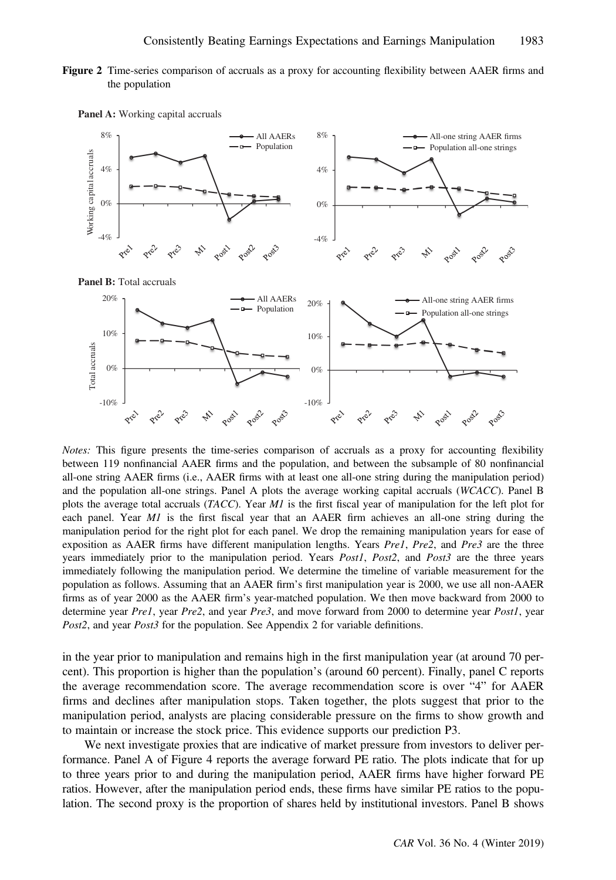**Figure 2** Time-series comparison of accruals as a proxy for accounting flexibility between AAER firms and the population

**Panel A:** Working capital accruals

Working capital accruals

8%
4%
0%
-4%

All AAERs
Population

Pre1 Pre2 Pre3 M1 Post1 Post2 Post3

8%
4%
0%
-4%

All-one string AAER firms
Population all-one strings

Pre1 Pre2 Pre3 M1 Post1 Post2 Post3

**Panel B:** Total accruals

Total accruals

20%
10%
0%
-10%

All AAERs
Population

Pre1 Pre2 Pre3 M1 Post1 Post2 Post3

20%
10%
0%
-10%

All-one string AAER firms
Population all-one strings

Pre1 Pre2 Pre3 M1 Post1 Post2 Post3

*Notes:* This figure presents the time-series comparison of accruals as a proxy for accounting flexibility between 119 nonfinancial AAER firms and the population, and between the subsample of 80 nonfinancial all-one string AAER firms (i.e., AAER firms with at least one all-one string during the manipulation period) and the population all-one strings. Panel A plots the average working capital accruals (*WCACC*). Panel B plots the average total accruals (*TACC*). Year *M1* is the first fiscal year of manipulation for the left plot for each panel. Year *M1* is the first fiscal year that an AAER firm achieves an all-one string during the manipulation period for the right plot for each panel. We drop the remaining manipulation years for ease of exposition as AAER firms have different manipulation lengths. Years *Pre1*, *Pre2*, and *Pre3* are the three years immediately prior to the manipulation period. Years *Post1*, *Post2*, and *Post3* are the three years immediately following the manipulation period. We determine the timeline of variable measurement for the population as follows. Assuming that an AAER firm's first manipulation year is 2000, we use all non-AAER firms as of year 2000 as the AAER firm's year-matched population. We then move backward from 2000 to determine year *Pre1*, year *Pre2*, and year *Pre3*, and move forward from 2000 to determine year *Post1*, year *Post2*, and year *Post3* for the population. See Appendix 2 for variable definitions.

in the year prior to manipulation and remains high in the first manipulation year (at around 70 percent). This proportion is higher than the population's (around 60 percent). Finally, panel C reports the average recommendation score. The average recommendation score is over "4" for AAER firms and declines after manipulation stops. Taken together, the plots suggest that prior to the manipulation period, analysts are placing considerable pressure on the firms to show growth and to maintain or increase the stock price. This evidence supports our prediction P3.

We next investigate proxies that are indicative of market pressure from investors to deliver performance. Panel A of Figure 4 reports the average forward PE ratio. The plots indicate that for up to three years prior to and during the manipulation period, AAER firms have higher forward PE ratios. However, after the manipulation period ends, these firms have similar PE ratios to the population. The second proxy is the proportion of shares held by institutional investors. Panel B shows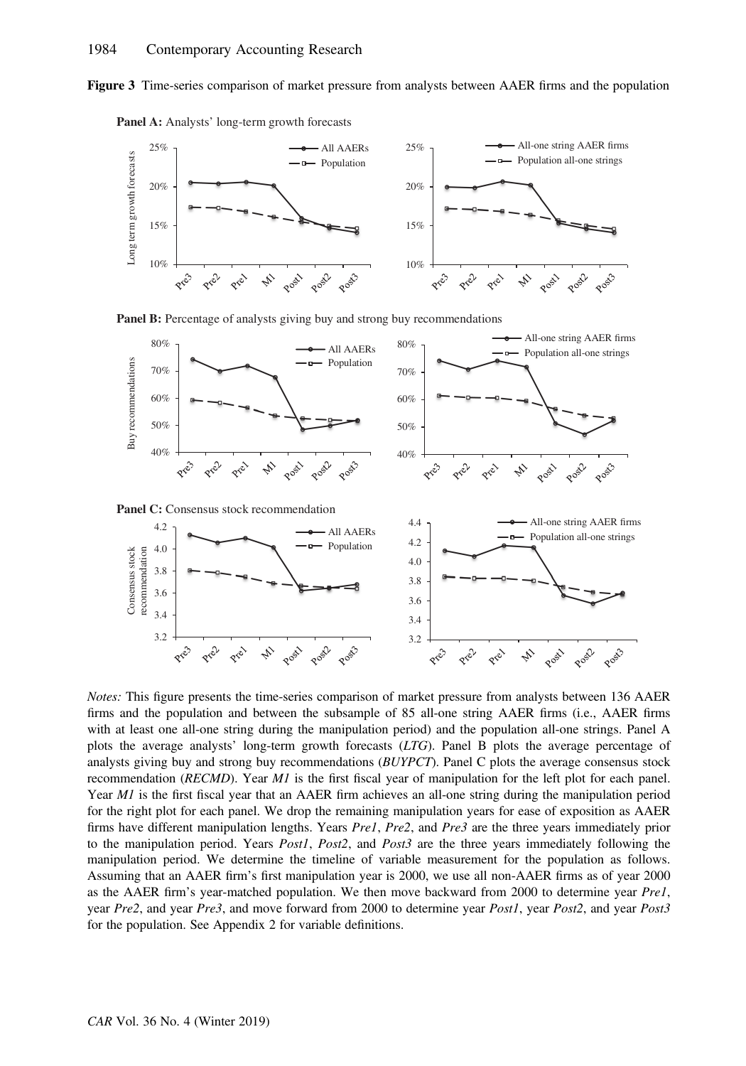**Figure 3** Time-series comparison of market pressure from analysts between AAER firms and the population

**Panel A:** Analysts' long-term growth forecasts

Long term growth forecasts

25%
20%
15%
10%

All AAERs
Population

Pre3 Pre2 Pre1 M1 Post1 Post2 Post3

25%
20%
15%
10%

All-one string AAER firms
Population all-one strings

Pre3 Pre2 Pre1 M1 Post1 Post2 Post3

**Panel B:** Percentage of analysts giving buy and strong buy recommendations

Buy recommendations

80%
70%
60%
50%
40%

All AAERs
Population

Pre3 Pre2 Pre1 M1 Post1 Post2 Post3

80%
70%
60%
50%
40%

All-one string AAER firms
Population all-one strings

Pre3 Pre2 Pre1 M1 Post1 Post2 Post3

**Panel C:** Consensus stock recommendation

Consensus stock recommendation

4.2
4.0
3.8
3.6
3.4
3.2

All AAERs
Population

Pre3 Pre2 Pre1 M1 Post1 Post2 Post3

4.4
4.2
4.0
3.8
3.6
3.4
3.2

All-one string AAER firms
Population all-one strings

Pre3 Pre2 Pre1 M1 Post1 Post2 Post3

*Notes:* This figure presents the time-series comparison of market pressure from analysts between 136 AAER firms and the population and between the subsample of 85 all-one string AAER firms (i.e., AAER firms with at least one all-one string during the manipulation period) and the population all-one strings. Panel A plots the average analysts' long-term growth forecasts (*LTG*). Panel B plots the average percentage of analysts giving buy and strong buy recommendations (*BUYPCT*). Panel C plots the average consensus stock recommendation (*RECMD*). Year *M1* is the first fiscal year of manipulation for the left plot for each panel. Year *M1* is the first fiscal year that an AAER firm achieves an all-one string during the manipulation period for the right plot for each panel. We drop the remaining manipulation years for ease of exposition as AAER firms have different manipulation lengths. Years *Pre1*, *Pre2*, and *Pre3* are the three years immediately prior to the manipulation period. Years *Post1*, *Post2*, and *Post3* are the three years immediately following the manipulation period. We determine the timeline of variable measurement for the population as follows. Assuming that an AAER firm's first manipulation year is 2000, we use all non-AAER firms as of year 2000 as the AAER firm's year-matched population. We then move backward from 2000 to determine year *Pre1*, year *Pre2*, and year *Pre3*, and move forward from 2000 to determine year *Post1*, year *Post2*, and year *Post3* for the population. See Appendix 2 for variable definitions.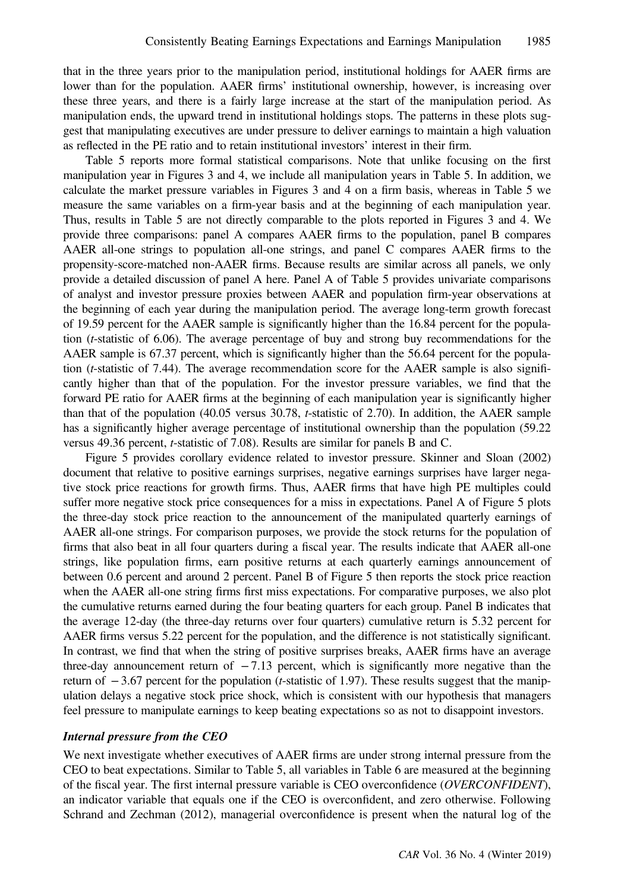that in the three years prior to the manipulation period, institutional holdings for AAER firms are lower than for the population. AAER firms' institutional ownership, however, is increasing over these three years, and there is a fairly large increase at the start of the manipulation period. As manipulation ends, the upward trend in institutional holdings stops. The patterns in these plots suggest that manipulating executives are under pressure to deliver earnings to maintain a high valuation as reflected in the PE ratio and to retain institutional investors' interest in their firm.

Table 5 reports more formal statistical comparisons. Note that unlike focusing on the first manipulation year in Figures 3 and 4, we include all manipulation years in Table 5. In addition, we calculate the market pressure variables in Figures 3 and 4 on a firm basis, whereas in Table 5 we measure the same variables on a firm-year basis and at the beginning of each manipulation year. Thus, results in Table 5 are not directly comparable to the plots reported in Figures 3 and 4. We provide three comparisons: panel A compares AAER firms to the population, panel B compares AAER all-one strings to population all-one strings, and panel C compares AAER firms to the propensity-score-matched non-AAER firms. Because results are similar across all panels, we only provide a detailed discussion of panel A here. Panel A of Table 5 provides univariate comparisons of analyst and investor pressure proxies between AAER and population firm-year observations at the beginning of each year during the manipulation period. The average long-term growth forecast of 19.59 percent for the AAER sample is significantly higher than the 16.84 percent for the population (*t*-statistic of 6.06). The average percentage of buy and strong buy recommendations for the AAER sample is 67.37 percent, which is significantly higher than the 56.64 percent for the population (*t*-statistic of 7.44). The average recommendation score for the AAER sample is also significantly higher than that of the population. For the investor pressure variables, we find that the forward PE ratio for AAER firms at the beginning of each manipulation year is significantly higher than that of the population (40.05 versus 30.78, *t*-statistic of 2.70). In addition, the AAER sample has a significantly higher average percentage of institutional ownership than the population (59.22 versus 49.36 percent, *t*-statistic of 7.08). Results are similar for panels B and C.

Figure 5 provides corollary evidence related to investor pressure. Skinner and Sloan (2002) document that relative to positive earnings surprises, negative earnings surprises have larger negative stock price reactions for growth firms. Thus, AAER firms that have high PE multiples could suffer more negative stock price consequences for a miss in expectations. Panel A of Figure 5 plots the three-day stock price reaction to the announcement of the manipulated quarterly earnings of AAER all-one strings. For comparison purposes, we provide the stock returns for the population of firms that also beat in all four quarters during a fiscal year. The results indicate that AAER all-one strings, like population firms, earn positive returns at each quarterly earnings announcement of between 0.6 percent and around 2 percent. Panel B of Figure 5 then reports the stock price reaction when the AAER all-one string firms first miss expectations. For comparative purposes, we also plot the cumulative returns earned during the four beating quarters for each group. Panel B indicates that the average 12-day (the three-day returns over four quarters) cumulative return is 5.32 percent for AAER firms versus 5.22 percent for the population, and the difference is not statistically significant. In contrast, we find that when the string of positive surprises breaks, AAER firms have an average three-day announcement return of −7.13 percent, which is significantly more negative than the return of −3.67 percent for the population (*t*-statistic of 1.97). These results suggest that the manipulation delays a negative stock price shock, which is consistent with our hypothesis that managers feel pressure to manipulate earnings to keep beating expectations so as not to disappoint investors.

### *Internal pressure from the CEO*

We next investigate whether executives of AAER firms are under strong internal pressure from the CEO to beat expectations. Similar to Table 5, all variables in Table 6 are measured at the beginning of the fiscal year. The first internal pressure variable is CEO overconfidence (*OVERCONFIDENT*), an indicator variable that equals one if the CEO is overconfident, and zero otherwise. Following Schrand and Zechman (2012), managerial overconfidence is present when the natural log of the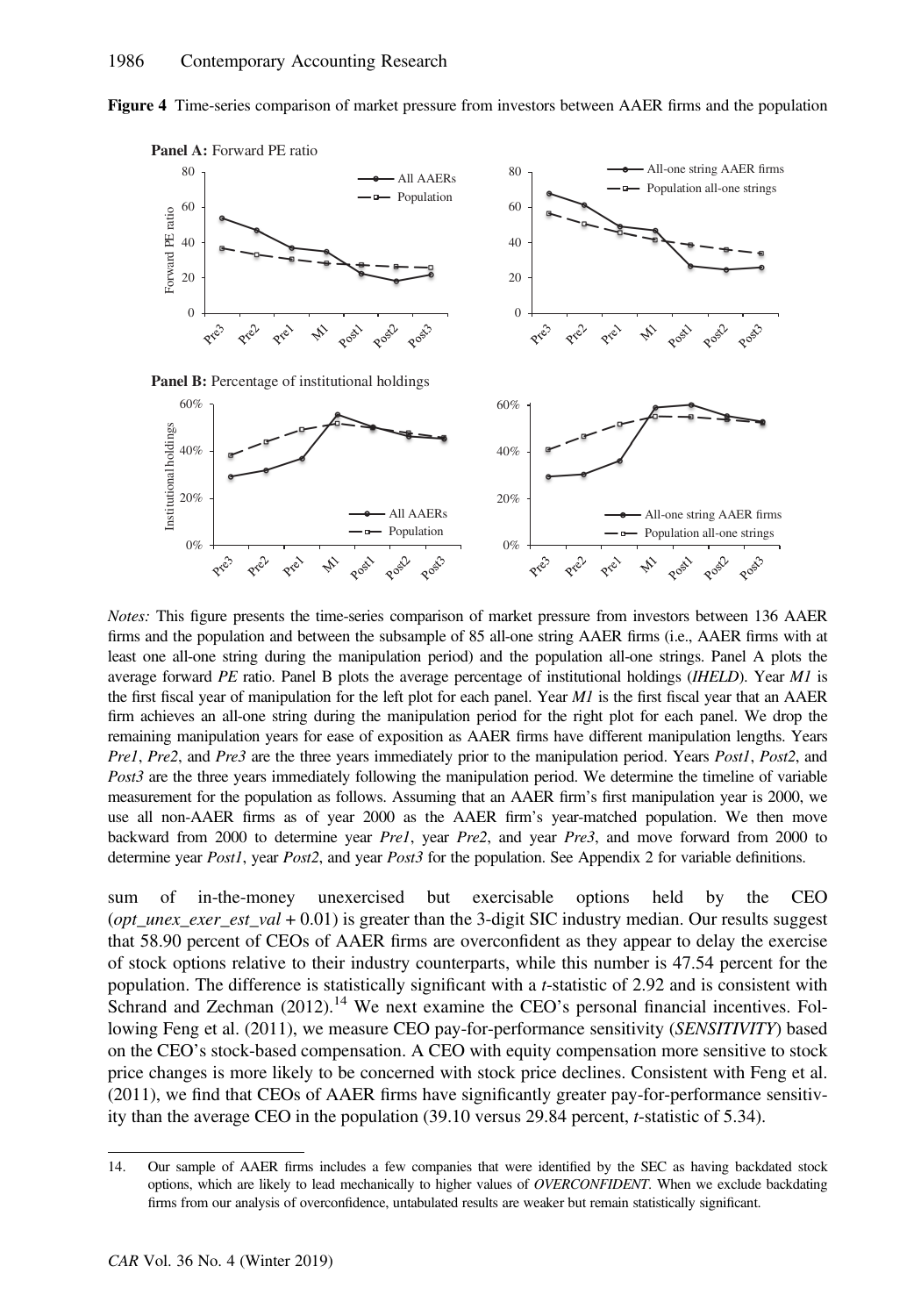**Figure 4** Time-series comparison of market pressure from investors between AAER firms and the population

**Panel A:** Forward PE ratio

Forward PE ratio

80
60
40
20
0

Pre3 Pre2 Pre1 M1 Post1 Post2 Post3

All AAERs
Population

80
60
40
20
0

Pre3 Pre2 Pre1 M1 Post1 Post2 Post3

All-one string AAER firms
Population all-one strings

**Panel B:** Percentage of institutional holdings

Institutional holdings

60%
40%
20%
0%

Pre3 Pre2 Pre1 M1 Post1 Post2 Post3

All AAERs
Population

60%
40%
20%
0%

Pre3 Pre2 Pre1 M1 Post1 Post2 Post3

All-one string AAER firms
Population all-one strings

*Notes:* This figure presents the time-series comparison of market pressure from investors between 136 AAER firms and the population and between the subsample of 85 all-one string AAER firms (i.e., AAER firms with at least one all-one string during the manipulation period) and the population all-one strings. Panel A plots the average forward *PE* ratio. Panel B plots the average percentage of institutional holdings (*IHELD*). Year *M1* is the first fiscal year of manipulation for the left plot for each panel. Year *M1* is the first fiscal year that an AAER firm achieves an all-one string during the manipulation period for the right plot for each panel. We drop the remaining manipulation years for ease of exposition as AAER firms have different manipulation lengths. Years *Pre1*, *Pre2*, and *Pre3* are the three years immediately prior to the manipulation period. Years *Post1*, *Post2*, and *Post3* are the three years immediately following the manipulation period. We determine the timeline of variable measurement for the population as follows. Assuming that an AAER firm's first manipulation year is 2000, we use all non-AAER firms as of year 2000 as the AAER firm's year-matched population. We then move backward from 2000 to determine year *Pre1*, year *Pre2*, and year *Pre3*, and move forward from 2000 to determine year *Post1*, year *Post2*, and year *Post3* for the population. See Appendix 2 for variable definitions.

sum of in-the-money unexercised but exercisable options held by the CEO (*opt_unex_exer_est_val* + 0.01) is greater than the 3-digit SIC industry median. Our results suggest that 58.90 percent of CEOs of AAER firms are overconfident as they appear to delay the exercise of stock options relative to their industry counterparts, while this number is 47.54 percent for the population. The difference is statistically significant with a *t*-statistic of 2.92 and is consistent with Schrand and Zechman (2012).[14] We next examine the CEO's personal financial incentives. Following Feng et al. (2011), we measure CEO pay-for-performance sensitivity (*SENSITIVITY*) based on the CEO's stock-based compensation. A CEO with equity compensation more sensitive to stock price changes is more likely to be concerned with stock price declines. Consistent with Feng et al. (2011), we find that CEOs of AAER firms have significantly greater pay-for-performance sensitivity than the average CEO in the population (39.10 versus 29.84 percent, *t*-statistic of 5.34).

14. Our sample of AAER firms includes a few companies that were identified by the SEC as having backdated stock options, which are likely to lead mechanically to higher values of *OVERCONFIDENT*. When we exclude backdating firms from our analysis of overconfidence, untabulated results are weaker but remain statistically significant.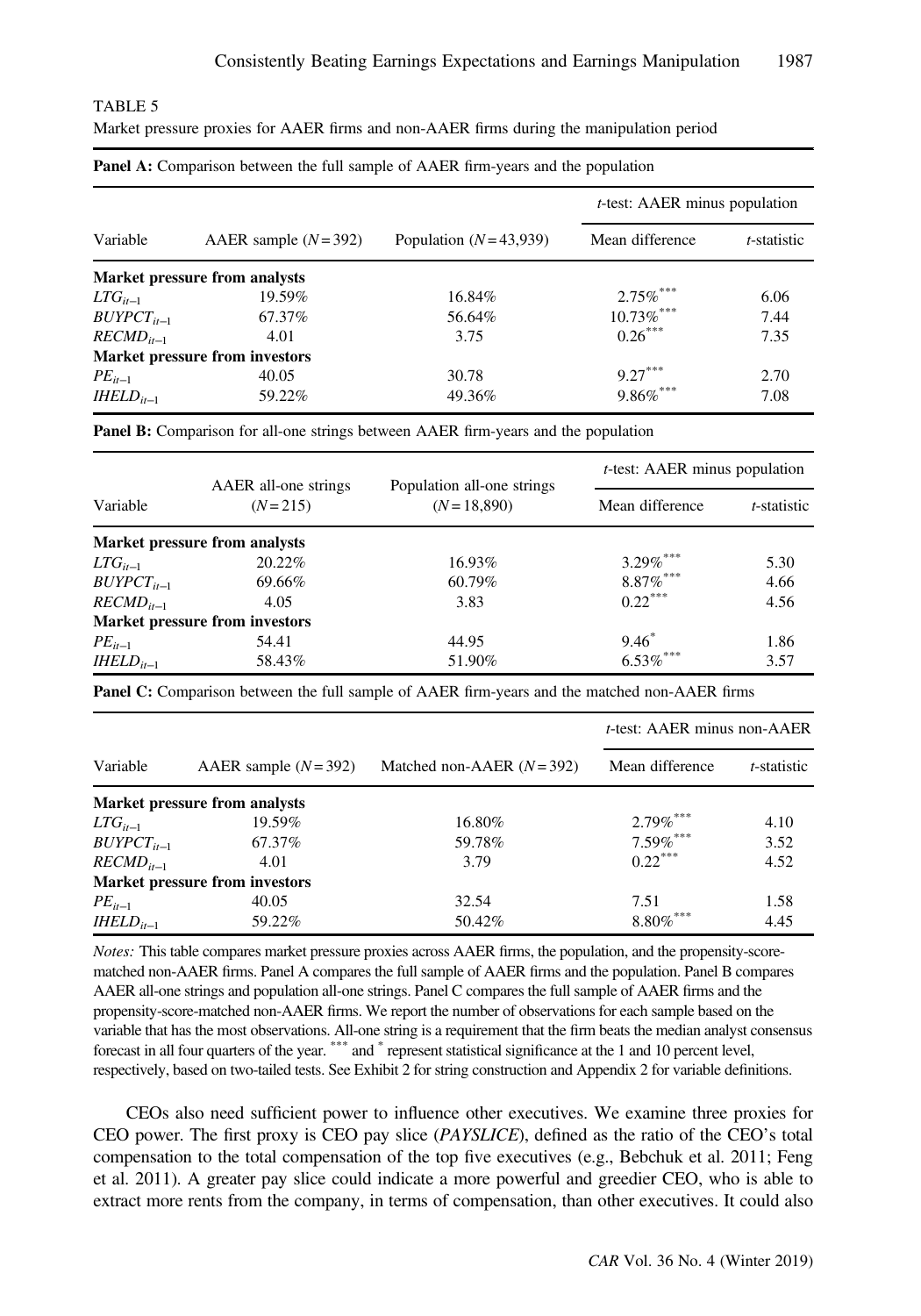TABLE 5

Market pressure proxies for AAER firms and non-AAER firms during the manipulation period

**Panel A:** Comparison between the full sample of AAER firm-years and the population

| | | | *t*-test: AAER minus population | |
|---|---|---|---|---|
| Variable | AAER sample ($N = 392$) | Population ($N = 43{,}939$) | Mean difference | *t*-statistic |
| **Market pressure from analysts** | | | | |
| $LTG_{it-1}$ | 19.59% | 16.84% | 2.75%$^{***}$ | 6.06 |
| $BUYPCT_{it-1}$ | 67.37% | 56.64% | 10.73%$^{***}$ | 7.44 |
| $RECMD_{it-1}$ | 4.01 | 3.75 | 0.26$^{***}$ | 7.35 |
| **Market pressure from investors** | | | | |
| $PE_{it-1}$ | 40.05 | 30.78 | 9.27$^{***}$ | 2.70 |
| $IHELD_{it-1}$ | 59.22% | 49.36% | 9.86%$^{***}$ | 7.08 |

**Panel B:** Comparison for all-one strings between AAER firm-years and the population

| | | | *t*-test: AAER minus population | |
|---|---|---|---|---|
| Variable | AAER all-one strings ($N = 215$) | Population all-one strings ($N = 18{,}890$) | Mean difference | *t*-statistic |
| **Market pressure from analysts** | | | | |
| $LTG_{it-1}$ | 20.22% | 16.93% | 3.29%$^{***}$ | 5.30 |
| $BUYPCT_{it-1}$ | 69.66% | 60.79% | 8.87%$^{***}$ | 4.66 |
| $RECMD_{it-1}$ | 4.05 | 3.83 | 0.22$^{***}$ | 4.56 |
| **Market pressure from investors** | | | | |
| $PE_{it-1}$ | 54.41 | 44.95 | 9.46$^{*}$ | 1.86 |
| $IHELD_{it-1}$ | 58.43% | 51.90% | 6.53%$^{***}$ | 3.57 |

**Panel C:** Comparison between the full sample of AAER firm-years and the matched non-AAER firms

| | | | *t*-test: AAER minus non-AAER | |
|---|---|---|---|---|
| Variable | AAER sample ($N = 392$) | Matched non-AAER ($N = 392$) | Mean difference | *t*-statistic |
| **Market pressure from analysts** | | | | |
| $LTG_{it-1}$ | 19.59% | 16.80% | 2.79%$^{***}$ | 4.10 |
| $BUYPCT_{it-1}$ | 67.37% | 59.78% | 7.59%$^{***}$ | 3.52 |
| $RECMD_{it-1}$ | 4.01 | 3.79 | 0.22$^{***}$ | 4.52 |
| **Market pressure from investors** | | | | |
| $PE_{it-1}$ | 40.05 | 32.54 | 7.51 | 1.58 |
| $IHELD_{it-1}$ | 59.22% | 50.42% | 8.80%$^{***}$ | 4.45 |

*Notes:* This table compares market pressure proxies across AAER firms, the population, and the propensity-score-matched non-AAER firms. Panel A compares the full sample of AAER firms and the population. Panel B compares AAER all-one strings and population all-one strings. Panel C compares the full sample of AAER firms and the propensity-score-matched non-AAER firms. We report the number of observations for each sample based on the variable that has the most observations. All-one string is a requirement that the firm beats the median analyst consensus forecast in all four quarters of the year. $^{***}$ and $^{*}$ represent statistical significance at the 1 and 10 percent level, respectively, based on two-tailed tests. See Exhibit 2 for string construction and Appendix 2 for variable definitions.

CEOs also need sufficient power to influence other executives. We examine three proxies for CEO power. The first proxy is CEO pay slice (*PAYSLICE*), defined as the ratio of the CEO's total compensation to the total compensation of the top five executives (e.g., Bebchuk et al. 2011; Feng et al. 2011). A greater pay slice could indicate a more powerful and greedier CEO, who is able to extract more rents from the company, in terms of compensation, than other executives. It could also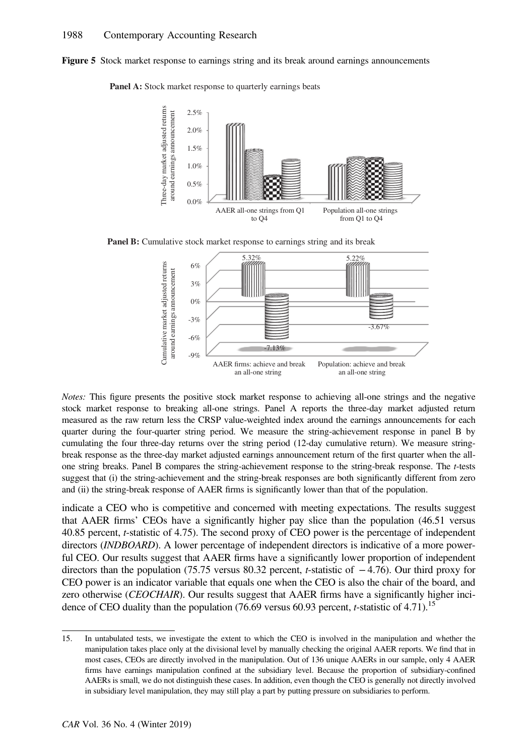**Figure 5** Stock market response to earnings string and its break around earnings announcements

**Panel A:** Stock market response to quarterly earnings beats

Three-day market adjusted returns around earnings announcement

2.5%
2.0%
1.5%
1.0%
0.5%
0.0%

AAER all-one strings from Q1 to Q4

Population all-one strings from Q1 to Q4

**Panel B:** Cumulative stock market response to earnings string and its break

Cumulative market adjusted returns around earnings announcement

6%
3%
0%
-3%
-6%
-9%

5.32%
-7.13%
5.22%
-3.67%

AAER firms: achieve and break an all-one string

Population: achieve and break an all-one string

*Notes:* This figure presents the positive stock market response to achieving all-one strings and the negative stock market response to breaking all-one strings. Panel A reports the three-day market adjusted return measured as the raw return less the CRSP value-weighted index around the earnings announcements for each quarter during the four-quarter string period. We measure the string-achievement response in panel B by cumulating the four three-day returns over the string period (12-day cumulative return). We measure string-break response as the three-day market adjusted earnings announcement return of the first quarter when the all-one string breaks. Panel B compares the string-achievement response to the string-break response. The *t*-tests suggest that (i) the string-achievement and the string-break responses are both significantly different from zero and (ii) the string-break response of AAER firms is significantly lower than that of the population.

indicate a CEO who is competitive and concerned with meeting expectations. The results suggest that AAER firms' CEOs have a significantly higher pay slice than the population (46.51 versus 40.85 percent, *t*-statistic of 4.75). The second proxy of CEO power is the percentage of independent directors (*INDBOARD*). A lower percentage of independent directors is indicative of a more powerful CEO. Our results suggest that AAER firms have a significantly lower proportion of independent directors than the population (75.75 versus 80.32 percent, *t*-statistic of −4.76). Our third proxy for CEO power is an indicator variable that equals one when the CEO is also the chair of the board, and zero otherwise (*CEOCHAIR*). Our results suggest that AAER firms have a significantly higher incidence of CEO duality than the population (76.69 versus 60.93 percent, *t*-statistic of 4.71).[15]

15. In untabulated tests, we investigate the extent to which the CEO is involved in the manipulation and whether the manipulation takes place only at the divisional level by manually checking the original AAER reports. We find that in most cases, CEOs are directly involved in the manipulation. Out of 136 unique AAERs in our sample, only 4 AAER firms have earnings manipulation confined at the subsidiary level. Because the proportion of subsidiary-confined AAERs is small, we do not distinguish these cases. In addition, even though the CEO is generally not directly involved in subsidiary level manipulation, they may still play a part by putting pressure on subsidiaries to perform.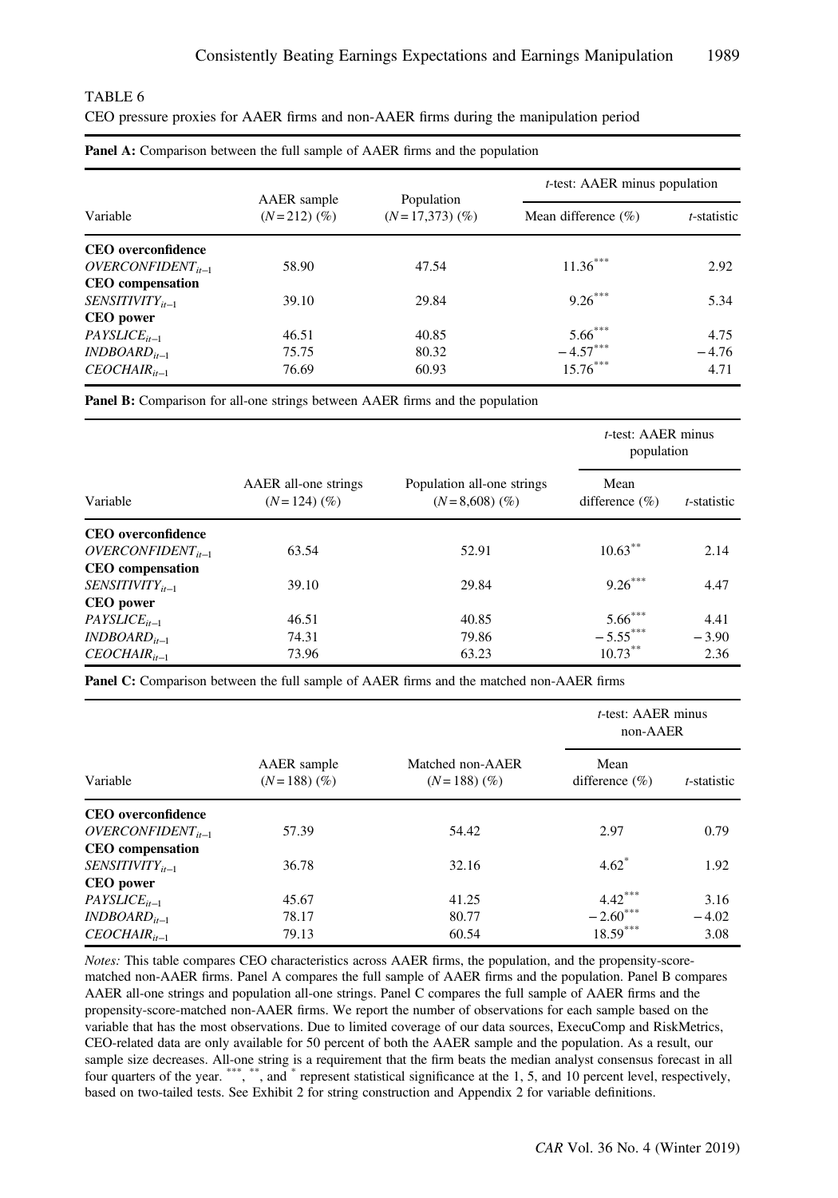TABLE 6

CEO pressure proxies for AAER firms and non-AAER firms during the manipulation period

**Panel A:** Comparison between the full sample of AAER firms and the population

| Variable | AAER sample ($N = 212$) (%) | Population ($N = 17,373$) (%) | *t*-test: AAER minus population | |
|---|---|---|---|---|
| | | | Mean difference (%) | *t*-statistic |
| **CEO overconfidence** | | | | |
| $OVERCONFIDENT_{it-1}$ | 58.90 | 47.54 | 11.36*** | 2.92 |
| **CEO compensation** | | | | |
| $SENSITIVITY_{it-1}$ | 39.10 | 29.84 | 9.26*** | 5.34 |
| **CEO power** | | | | |
| $PAYSLICE_{it-1}$ | 46.51 | 40.85 | 5.66*** | 4.75 |
| $INDBOARD_{it-1}$ | 75.75 | 80.32 | −4.57*** | −4.76 |
| $CEOCHAIR_{it-1}$ | 76.69 | 60.93 | 15.76*** | 4.71 |

**Panel B:** Comparison for all-one strings between AAER firms and the population

| Variable | AAER all-one strings ($N = 124$) (%) | Population all-one strings ($N = 8,608$) (%) | *t*-test: AAER minus population | |
|---|---|---|---|---|
| | | | Mean difference (%) | *t*-statistic |
| **CEO overconfidence** | | | | |
| $OVERCONFIDENT_{it-1}$ | 63.54 | 52.91 | 10.63** | 2.14 |
| **CEO compensation** | | | | |
| $SENSITIVITY_{it-1}$ | 39.10 | 29.84 | 9.26*** | 4.47 |
| **CEO power** | | | | |
| $PAYSLICE_{it-1}$ | 46.51 | 40.85 | 5.66*** | 4.41 |
| $INDBOARD_{it-1}$ | 74.31 | 79.86 | −5.55*** | −3.90 |
| $CEOCHAIR_{it-1}$ | 73.96 | 63.23 | 10.73** | 2.36 |

**Panel C:** Comparison between the full sample of AAER firms and the matched non-AAER firms

| Variable | AAER sample ($N = 188$) (%) | Matched non-AAER ($N = 188$) (%) | *t*-test: AAER minus non-AAER | |
|---|---|---|---|---|
| | | | Mean difference (%) | *t*-statistic |
| **CEO overconfidence** | | | | |
| $OVERCONFIDENT_{it-1}$ | 57.39 | 54.42 | 2.97 | 0.79 |
| **CEO compensation** | | | | |
| $SENSITIVITY_{it-1}$ | 36.78 | 32.16 | 4.62* | 1.92 |
| **CEO power** | | | | |
| $PAYSLICE_{it-1}$ | 45.67 | 41.25 | 4.42*** | 3.16 |
| $INDBOARD_{it-1}$ | 78.17 | 80.77 | −2.60*** | −4.02 |
| $CEOCHAIR_{it-1}$ | 79.13 | 60.54 | 18.59*** | 3.08 |

*Notes:* This table compares CEO characteristics across AAER firms, the population, and the propensity-score-matched non-AAER firms. Panel A compares the full sample of AAER firms and the population. Panel B compares AAER all-one strings and population all-one strings. Panel C compares the full sample of AAER firms and the propensity-score-matched non-AAER firms. We report the number of observations for each sample based on the variable that has the most observations. Due to limited coverage of our data sources, ExecuComp and RiskMetrics, CEO-related data are only available for 50 percent of both the AAER sample and the population. As a result, our sample size decreases. All-one string is a requirement that the firm beats the median analyst consensus forecast in all four quarters of the year. ***, **, and * represent statistical significance at the 1, 5, and 10 percent level, respectively, based on two-tailed tests. See Exhibit 2 for string construction and Appendix 2 for variable definitions.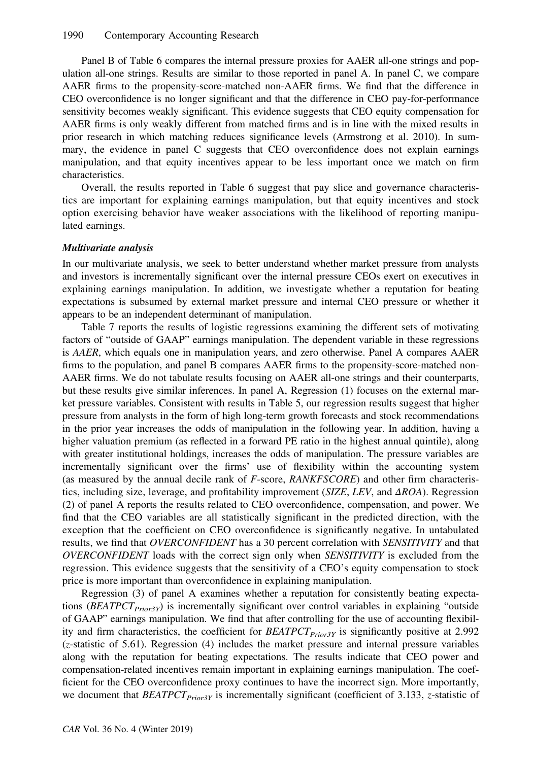Panel B of Table 6 compares the internal pressure proxies for AAER all-one strings and population all-one strings. Results are similar to those reported in panel A. In panel C, we compare AAER firms to the propensity-score-matched non-AAER firms. We find that the difference in CEO overconfidence is no longer significant and that the difference in CEO pay-for-performance sensitivity becomes weakly significant. This evidence suggests that CEO equity compensation for AAER firms is only weakly different from matched firms and is in line with the mixed results in prior research in which matching reduces significance levels (Armstrong et al. 2010). In summary, the evidence in panel C suggests that CEO overconfidence does not explain earnings manipulation, and that equity incentives appear to be less important once we match on firm characteristics.

Overall, the results reported in Table 6 suggest that pay slice and governance characteristics are important for explaining earnings manipulation, but that equity incentives and stock option exercising behavior have weaker associations with the likelihood of reporting manipulated earnings.

### *Multivariate analysis*

In our multivariate analysis, we seek to better understand whether market pressure from analysts and investors is incrementally significant over the internal pressure CEOs exert on executives in explaining earnings manipulation. In addition, we investigate whether a reputation for beating expectations is subsumed by external market pressure and internal CEO pressure or whether it appears to be an independent determinant of manipulation.

Table 7 reports the results of logistic regressions examining the different sets of motivating factors of "outside of GAAP" earnings manipulation. The dependent variable in these regressions is *AAER*, which equals one in manipulation years, and zero otherwise. Panel A compares AAER firms to the population, and panel B compares AAER firms to the propensity-score-matched non-AAER firms. We do not tabulate results focusing on AAER all-one strings and their counterparts, but these results give similar inferences. In panel A, Regression (1) focuses on the external market pressure variables. Consistent with results in Table 5, our regression results suggest that higher pressure from analysts in the form of high long-term growth forecasts and stock recommendations in the prior year increases the odds of manipulation in the following year. In addition, having a higher valuation premium (as reflected in a forward PE ratio in the highest annual quintile), along with greater institutional holdings, increases the odds of manipulation. The pressure variables are incrementally significant over the firms' use of flexibility within the accounting system (as measured by the annual decile rank of *F*-score, *RANKFSCORE*) and other firm characteristics, including size, leverage, and profitability improvement (*SIZE*, *LEV*, and *ΔROA*). Regression (2) of panel A reports the results related to CEO overconfidence, compensation, and power. We find that the CEO variables are all statistically significant in the predicted direction, with the exception that the coefficient on CEO overconfidence is significantly negative. In untabulated results, we find that *OVERCONFIDENT* has a 30 percent correlation with *SENSITIVITY* and that *OVERCONFIDENT* loads with the correct sign only when *SENSITIVITY* is excluded from the regression. This evidence suggests that the sensitivity of a CEO's equity compensation to stock price is more important than overconfidence in explaining manipulation.

Regression (3) of panel A examines whether a reputation for consistently beating expectations ($BEATPCT_{Prior3Y}$) is incrementally significant over control variables in explaining "outside of GAAP" earnings manipulation. We find that after controlling for the use of accounting flexibility and firm characteristics, the coefficient for $BEATPCT_{Prior3Y}$ is significantly positive at 2.992 (*z*-statistic of 5.61). Regression (4) includes the market pressure and internal pressure variables along with the reputation for beating expectations. The results indicate that CEO power and compensation-related incentives remain important in explaining earnings manipulation. The coefficient for the CEO overconfidence proxy continues to have the incorrect sign. More importantly, we document that $BEATPCT_{Prior3Y}$ is incrementally significant (coefficient of 3.133, *z*-statistic of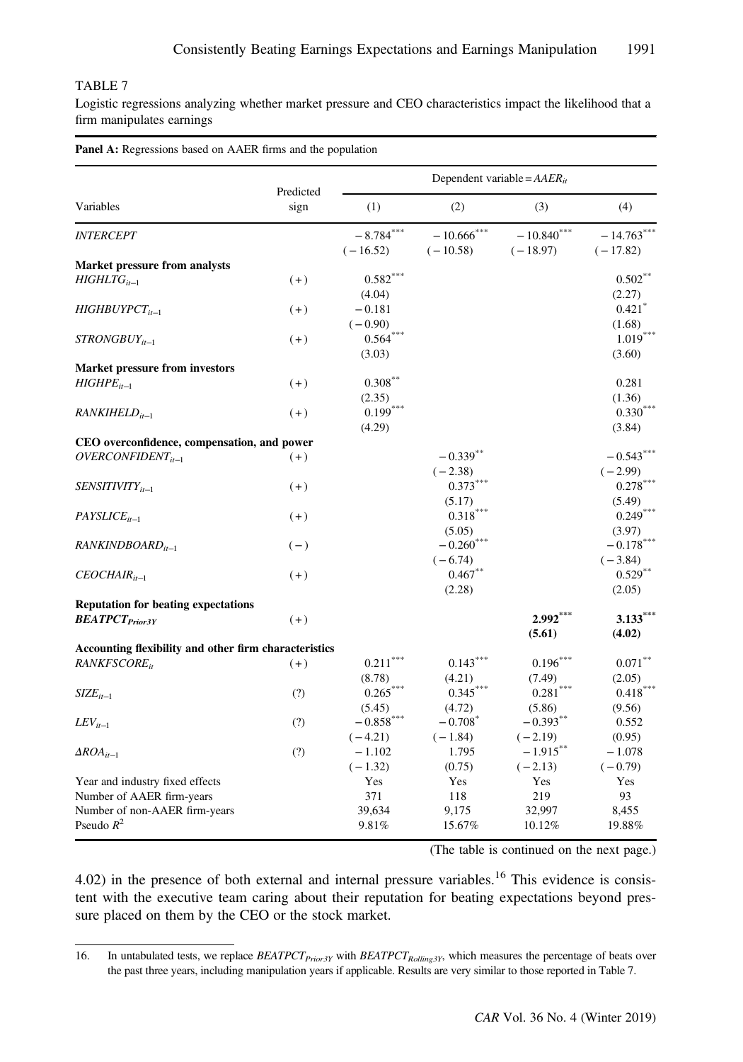TABLE 7

Logistic regressions analyzing whether market pressure and CEO characteristics impact the likelihood that a firm manipulates earnings

**Panel A:** Regressions based on AAER firms and the population

| Variables | Predicted sign | Dependent variable = $AAER_{it}$ | | | |
|---|---|---|---|---|---|
| | | (1) | (2) | (3) | (4) |
| *INTERCEPT* | | −8.784*** | −10.666*** | −10.840*** | −14.763*** |
| | | (−16.52) | (−10.58) | (−18.97) | (−17.82) |
| **Market pressure from analysts** | | | | | |
| $HIGHLTG_{it-1}$ | (+) | 0.582*** | | | 0.502** |
| | | (4.04) | | | (2.27) |
| $HIGHBUYPCT_{it-1}$ | (+) | −0.181 | | | 0.421* |
| | | (−0.90) | | | (1.68) |
| $STRONGBUY_{it-1}$ | (+) | 0.564*** | | | 1.019*** |
| | | (3.03) | | | (3.60) |
| **Market pressure from investors** | | | | | |
| $HIGHPE_{it-1}$ | (+) | 0.308** | | | 0.281 |
| | | (2.35) | | | (1.36) |
| $RANKIHELD_{it-1}$ | (+) | 0.199*** | | | 0.330*** |
| | | (4.29) | | | (3.84) |
| **CEO overconfidence, compensation, and power** | | | | | |
| $OVERCONFIDENT_{it-1}$ | (+) | | −0.339** | | −0.543*** |
| | | | (−2.38) | | (−2.99) |
| $SENSITIVITY_{it-1}$ | (+) | | 0.373*** | | 0.278*** |
| | | | (5.17) | | (5.49) |
| $PAYSLICE_{it-1}$ | (+) | | 0.318*** | | 0.249*** |
| | | | (5.05) | | (3.97) |
| $RANKINDBOARD_{it-1}$ | (−) | | −0.260*** | | −0.178*** |
| | | | (−6.74) | | (−3.84) |
| $CEOCHAIR_{it-1}$ | (+) | | 0.467** | | 0.529** |
| | | | (2.28) | | (2.05) |
| **Reputation for beating expectations** | | | | | |
| $\boldsymbol{BEATPCT_{Prior3Y}}$ | (+) | | | **2.992*** ** | **3.133*** ** |
| | | | | **(5.61)** | **(4.02)** |
| **Accounting flexibility and other firm characteristics** | | | | | |
| $RANKFSCORE_{it}$ | (+) | 0.211*** | 0.143*** | 0.196*** | 0.071** |
| | | (8.78) | (4.21) | (7.49) | (2.05) |
| $SIZE_{it-1}$ | (?) | 0.265*** | 0.345*** | 0.281*** | 0.418*** |
| | | (5.45) | (4.72) | (5.86) | (9.56) |
| $LEV_{it-1}$ | (?) | −0.858*** | −0.708* | −0.393** | 0.552 |
| | | (−4.21) | (−1.84) | (−2.19) | (0.95) |
| $\Delta ROA_{it-1}$ | (?) | −1.102 | 1.795 | −1.915** | −1.078 |
| | | (−1.32) | (0.75) | (−2.13) | (−0.79) |
| Year and industry fixed effects | | Yes | Yes | Yes | Yes |
| Number of AAER firm-years | | 371 | 118 | 219 | 93 |
| Number of non-AAER firm-years | | 39,634 | 9,175 | 32,997 | 8,455 |
| Pseudo $R^2$ | | 9.81% | 15.67% | 10.12% | 19.88% |

(The table is continued on the next page.)

4.02) in the presence of both external and internal pressure variables.[16] This evidence is consistent with the executive team caring about their reputation for beating expectations beyond pressure placed on them by the CEO or the stock market.

---

16. In untabulated tests, we replace $BEATPCT_{Prior3Y}$ with $BEATPCT_{Rolling3Y}$, which measures the percentage of beats over the past three years, including manipulation years if applicable. Results are very similar to those reported in Table 7.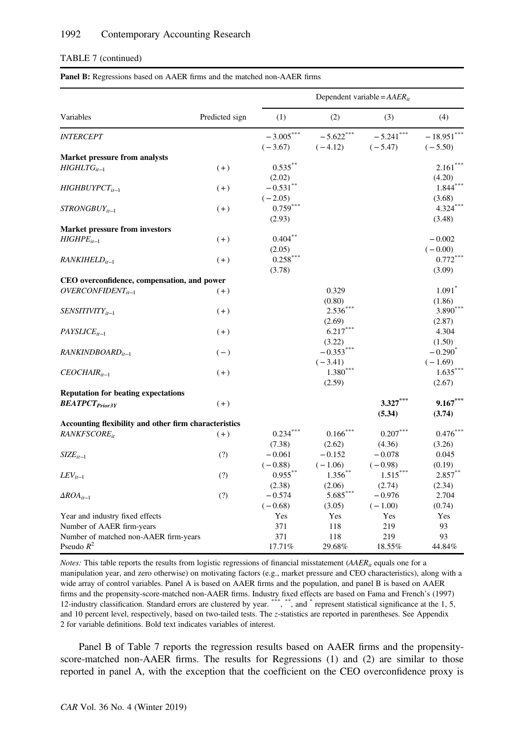TABLE 7 (continued)

**Panel B:** Regressions based on AAER firms and the matched non-AAER firms

| Variables | Predicted sign | Dependent variable = $AAER_{it}$ (1) | (2) | (3) | (4) |
|---|---|---|---|---|---|
| *INTERCEPT* | | −3.005*** | −5.622*** | −5.241*** | −18.951*** |
| | | (−3.67) | (−4.12) | (−5.47) | (−5.50) |
| **Market pressure from analysts** | | | | | |
| $HIGHLTG_{it-1}$ | (+) | 0.535** | | | 2.161*** |
| | | (2.02) | | | (4.20) |
| $HIGHBUYPCT_{it-1}$ | (+) | −0.531** | | | 1.844*** |
| | | (−2.05) | | | (3.68) |
| $STRONGBUY_{it-1}$ | (+) | 0.759*** | | | 4.324*** |
| | | (2.93) | | | (3.48) |
| **Market pressure from investors** | | | | | |
| $HIGHPE_{it-1}$ | (+) | 0.404** | | | −0.002 |
| | | (2.05) | | | (−0.00) |
| $RANKIHELD_{it-1}$ | (+) | 0.258*** | | | 0.772*** |
| | | (3.78) | | | (3.09) |
| **CEO overconfidence, compensation, and power** | | | | | |
| $OVERCONFIDENT_{it-1}$ | (+) | | 0.329 | | 1.091* |
| | | | (0.80) | | (1.86) |
| $SENSITIVITY_{it-1}$ | (+) | | 2.536*** | | 3.890*** |
| | | | (2.69) | | (2.87) |
| $PAYSLICE_{it-1}$ | (+) | | 6.217*** | | 4.304 |
| | | | (3.22) | | (1.50) |
| $RANKINDBOARD_{it-1}$ | (−) | | −0.353*** | | −0.290* |
| | | | (−3.41) | | (−1.69) |
| $CEOCHAIR_{it-1}$ | (+) | | 1.380*** | | 1.635*** |
| | | | (2.59) | | (2.67) |
| **Reputation for beating expectations** | | | | | |
| $\boldsymbol{BEATPCT_{Prior3Y}}$ | (+) | | | **3.327*** ** | **9.167*** ** |
| | | | | **(5.34)** | **(3.74)** |
| **Accounting flexibility and other firm characteristics** | | | | | |
| $RANKFSCORE_{it}$ | (+) | 0.234*** | 0.166*** | 0.207*** | 0.476*** |
| | | (7.38) | (2.62) | (4.36) | (3.26) |
| $SIZE_{it-1}$ | (?) | −0.061 | −0.152 | −0.078 | 0.045 |
| | | (−0.88) | (−1.06) | (−0.98) | (0.19) |
| $LEV_{it-1}$ | (?) | 0.955** | 1.356** | 1.515*** | 2.857** |
| | | (2.38) | (2.06) | (2.74) | (2.34) |
| $\Delta ROA_{it-1}$ | (?) | −0.574 | 5.685*** | −0.976 | 2.704 |
| | | (−0.68) | (3.05) | (−1.00) | (0.74) |
| Year and industry fixed effects | | Yes | Yes | Yes | Yes |
| Number of AAER firm-years | | 371 | 118 | 219 | 93 |
| Number of matched non-AAER firm-years | | 371 | 118 | 219 | 93 |
| Pseudo $R^2$ | | 17.71% | 29.68% | 18.55% | 44.84% |

*Notes:* This table reports the results from logistic regressions of financial misstatement ($AAER_{it}$ equals one for a manipulation year, and zero otherwise) on motivating factors (e.g., market pressure and CEO characteristics), along with a wide array of control variables. Panel A is based on AAER firms and the population, and panel B is based on AAER firms and the propensity-score-matched non-AAER firms. Industry fixed effects are based on Fama and French's (1997) 12-industry classification. Standard errors are clustered by year. ***, **, and * represent statistical significance at the 1, 5, and 10 percent level, respectively, based on two-tailed tests. The z-statistics are reported in parentheses. See Appendix 2 for variable definitions. Bold text indicates variables of interest.

Panel B of Table 7 reports the regression results based on AAER firms and the propensity-score-matched non-AAER firms. The results for Regressions (1) and (2) are similar to those reported in panel A, with the exception that the coefficient on the CEO overconfidence proxy is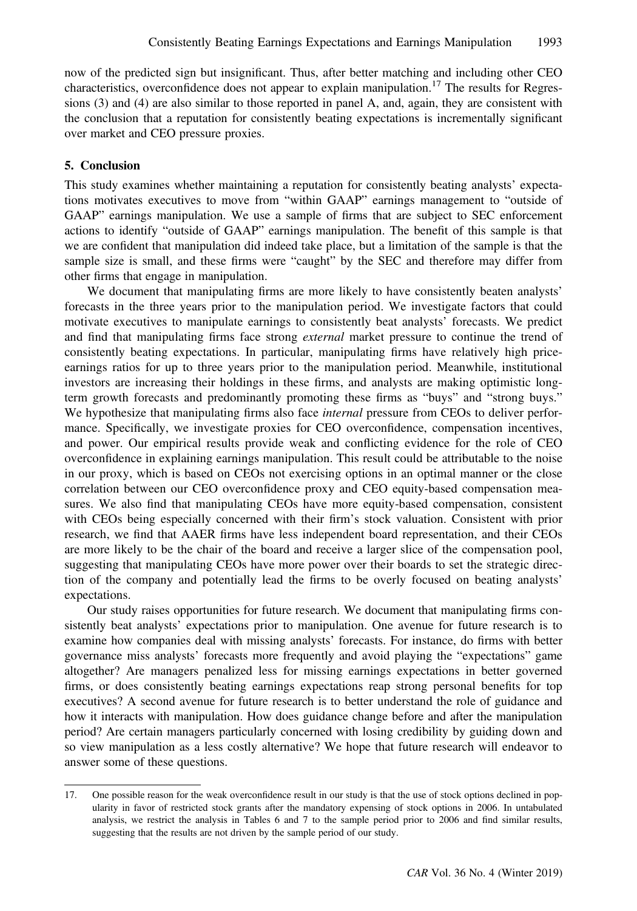now of the predicted sign but insignificant. Thus, after better matching and including other CEO characteristics, overconfidence does not appear to explain manipulation.[17] The results for Regressions (3) and (4) are also similar to those reported in panel A, and, again, they are consistent with the conclusion that a reputation for consistently beating expectations is incrementally significant over market and CEO pressure proxies.

## 5. Conclusion

This study examines whether maintaining a reputation for consistently beating analysts' expectations motivates executives to move from "within GAAP" earnings management to "outside of GAAP" earnings manipulation. We use a sample of firms that are subject to SEC enforcement actions to identify "outside of GAAP" earnings manipulation. The benefit of this sample is that we are confident that manipulation did indeed take place, but a limitation of the sample is that the sample size is small, and these firms were "caught" by the SEC and therefore may differ from other firms that engage in manipulation.

We document that manipulating firms are more likely to have consistently beaten analysts' forecasts in the three years prior to the manipulation period. We investigate factors that could motivate executives to manipulate earnings to consistently beat analysts' forecasts. We predict and find that manipulating firms face strong *external* market pressure to continue the trend of consistently beating expectations. In particular, manipulating firms have relatively high price-earnings ratios for up to three years prior to the manipulation period. Meanwhile, institutional investors are increasing their holdings in these firms, and analysts are making optimistic long-term growth forecasts and predominantly promoting these firms as "buys" and "strong buys." We hypothesize that manipulating firms also face *internal* pressure from CEOs to deliver performance. Specifically, we investigate proxies for CEO overconfidence, compensation incentives, and power. Our empirical results provide weak and conflicting evidence for the role of CEO overconfidence in explaining earnings manipulation. This result could be attributable to the noise in our proxy, which is based on CEOs not exercising options in an optimal manner or the close correlation between our CEO overconfidence proxy and CEO equity-based compensation measures. We also find that manipulating CEOs have more equity-based compensation, consistent with CEOs being especially concerned with their firm's stock valuation. Consistent with prior research, we find that AAER firms have less independent board representation, and their CEOs are more likely to be the chair of the board and receive a larger slice of the compensation pool, suggesting that manipulating CEOs have more power over their boards to set the strategic direction of the company and potentially lead the firms to be overly focused on beating analysts' expectations.

Our study raises opportunities for future research. We document that manipulating firms consistently beat analysts' expectations prior to manipulation. One avenue for future research is to examine how companies deal with missing analysts' forecasts. For instance, do firms with better governance miss analysts' forecasts more frequently and avoid playing the "expectations" game altogether? Are managers penalized less for missing earnings expectations in better governed firms, or does consistently beating earnings expectations reap strong personal benefits for top executives? A second avenue for future research is to better understand the role of guidance and how it interacts with manipulation. How does guidance change before and after the manipulation period? Are certain managers particularly concerned with losing credibility by guiding down and so view manipulation as a less costly alternative? We hope that future research will endeavor to answer some of these questions.

---

17. One possible reason for the weak overconfidence result in our study is that the use of stock options declined in popularity in favor of restricted stock grants after the mandatory expensing of stock options in 2006. In untabulated analysis, we restrict the analysis in Tables 6 and 7 to the sample period prior to 2006 and find similar results, suggesting that the results are not driven by the sample period of our study.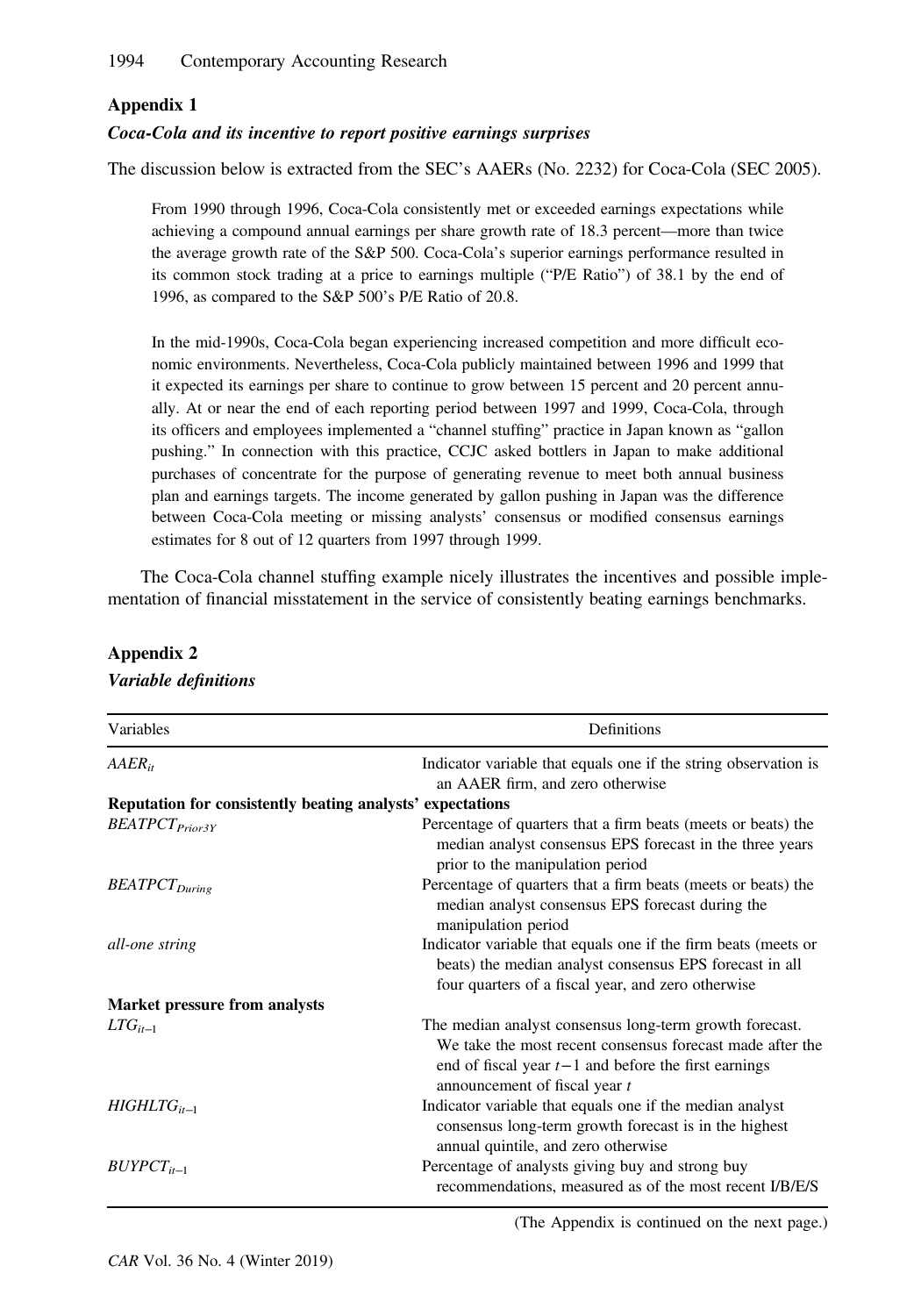## Appendix 1

### *Coca-Cola and its incentive to report positive earnings surprises*

The discussion below is extracted from the SEC's AAERs (No. 2232) for Coca-Cola (SEC 2005).

> From 1990 through 1996, Coca-Cola consistently met or exceeded earnings expectations while achieving a compound annual earnings per share growth rate of 18.3 percent—more than twice the average growth rate of the S&P 500. Coca-Cola's superior earnings performance resulted in its common stock trading at a price to earnings multiple ("P/E Ratio") of 38.1 by the end of 1996, as compared to the S&P 500's P/E Ratio of 20.8.
>
> In the mid-1990s, Coca-Cola began experiencing increased competition and more difficult economic environments. Nevertheless, Coca-Cola publicly maintained between 1996 and 1999 that it expected its earnings per share to continue to grow between 15 percent and 20 percent annually. At or near the end of each reporting period between 1997 and 1999, Coca-Cola, through its officers and employees implemented a "channel stuffing" practice in Japan known as "gallon pushing." In connection with this practice, CCJC asked bottlers in Japan to make additional purchases of concentrate for the purpose of generating revenue to meet both annual business plan and earnings targets. The income generated by gallon pushing in Japan was the difference between Coca-Cola meeting or missing analysts' consensus or modified consensus earnings estimates for 8 out of 12 quarters from 1997 through 1999.

The Coca-Cola channel stuffing example nicely illustrates the incentives and possible implementation of financial misstatement in the service of consistently beating earnings benchmarks.

## Appendix 2

### *Variable definitions*

| Variables | Definitions |
|---|---|
| $AAER_{it}$ | Indicator variable that equals one if the string observation is an AAER firm, and zero otherwise |
| **Reputation for consistently beating analysts' expectations** | |
| $BEATPCT_{Prior3Y}$ | Percentage of quarters that a firm beats (meets or beats) the median analyst consensus EPS forecast in the three years prior to the manipulation period |
| $BEATPCT_{During}$ | Percentage of quarters that a firm beats (meets or beats) the median analyst consensus EPS forecast during the manipulation period |
| *all-one string* | Indicator variable that equals one if the firm beats (meets or beats) the median analyst consensus EPS forecast in all four quarters of a fiscal year, and zero otherwise |
| **Market pressure from analysts** | |
| $LTG_{it-1}$ | The median analyst consensus long-term growth forecast. We take the most recent consensus forecast made after the end of fiscal year $t-1$ and before the first earnings announcement of fiscal year $t$ |
| $HIGHLTG_{it-1}$ | Indicator variable that equals one if the median analyst consensus long-term growth forecast is in the highest annual quintile, and zero otherwise |
| $BUYPCT_{it-1}$ | Percentage of analysts giving buy and strong buy recommendations, measured as of the most recent I/B/E/S |

(The Appendix is continued on the next page.)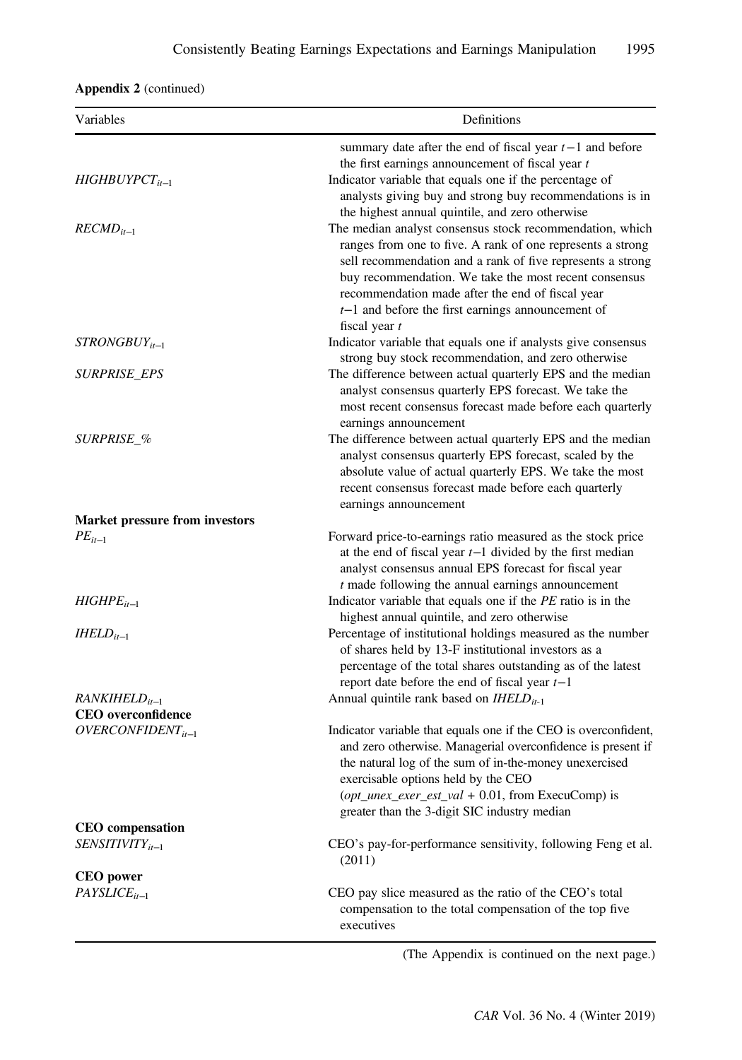**Appendix 2** (continued)

| Variables | Definitions |
|---|---|
| | summary date after the end of fiscal year $t-1$ and before the first earnings announcement of fiscal year $t$ |
| $HIGHBUYPCT_{it-1}$ | Indicator variable that equals one if the percentage of analysts giving buy and strong buy recommendations is in the highest annual quintile, and zero otherwise |
| $RECMD_{it-1}$ | The median analyst consensus stock recommendation, which ranges from one to five. A rank of one represents a strong sell recommendation and a rank of five represents a strong buy recommendation. We take the most recent consensus recommendation made after the end of fiscal year $t-1$ and before the first earnings announcement of fiscal year $t$ |
| $STRONGBUY_{it-1}$ | Indicator variable that equals one if analysts give consensus strong buy stock recommendation, and zero otherwise |
| *SURPRISE_EPS* | The difference between actual quarterly EPS and the median analyst consensus quarterly EPS forecast. We take the most recent consensus forecast made before each quarterly earnings announcement |
| *SURPRISE_%* | The difference between actual quarterly EPS and the median analyst consensus quarterly EPS forecast, scaled by the absolute value of actual quarterly EPS. We take the most recent consensus forecast made before each quarterly earnings announcement |
| **Market pressure from investors** | |
| $PE_{it-1}$ | Forward price-to-earnings ratio measured as the stock price at the end of fiscal year $t-1$ divided by the first median analyst consensus annual EPS forecast for fiscal year $t$ made following the annual earnings announcement |
| $HIGHPE_{it-1}$ | Indicator variable that equals one if the *PE* ratio is in the highest annual quintile, and zero otherwise |
| $IHELD_{it-1}$ | Percentage of institutional holdings measured as the number of shares held by 13-F institutional investors as a percentage of the total shares outstanding as of the latest report date before the end of fiscal year $t-1$ |
| $RANKIHELD_{it-1}$ | Annual quintile rank based on $IHELD_{it-1}$ |
| **CEO overconfidence** | |
| $OVERCONFIDENT_{it-1}$ | Indicator variable that equals one if the CEO is overconfident, and zero otherwise. Managerial overconfidence is present if the natural log of the sum of in-the-money unexercised exercisable options held by the CEO (*opt_unex_exer_est_val* + 0.01, from ExecuComp) is greater than the 3-digit SIC industry median |
| **CEO compensation** | |
| $SENSITIVITY_{it-1}$ | CEO's pay-for-performance sensitivity, following Feng et al. (2011) |
| **CEO power** | |
| $PAYSLICE_{it-1}$ | CEO pay slice measured as the ratio of the CEO's total compensation to the total compensation of the top five executives |

(The Appendix is continued on the next page.)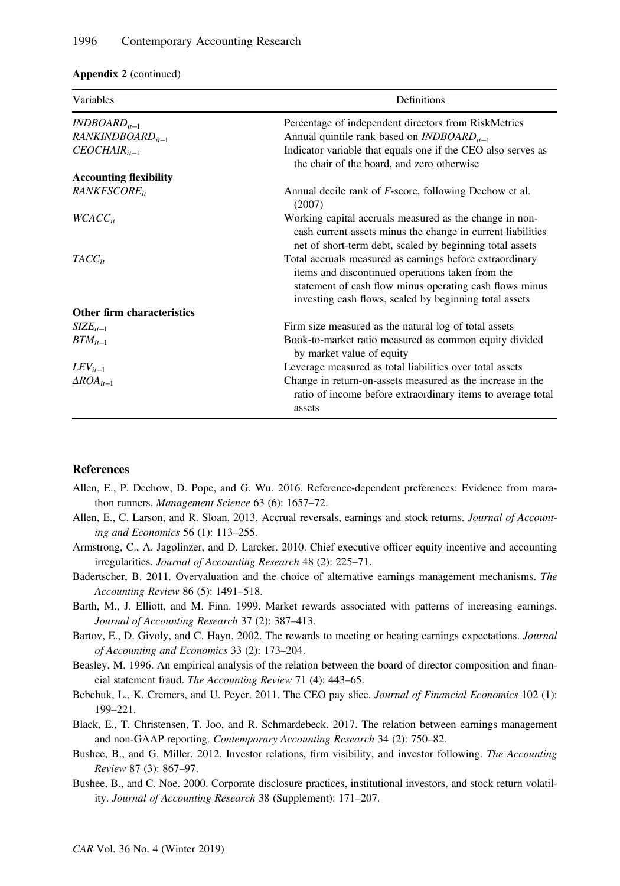**Appendix 2** (continued)

| Variables | Definitions |
|---|---|
| $INDBOARD_{it-1}$ | Percentage of independent directors from RiskMetrics |
| $RANKINDBOARD_{it-1}$ | Annual quintile rank based on $INDBOARD_{it-1}$ |
| $CEOCHAIR_{it-1}$ | Indicator variable that equals one if the CEO also serves as the chair of the board, and zero otherwise |
| **Accounting flexibility** | |
| $RANKFSCORE_{it}$ | Annual decile rank of *F*-score, following Dechow et al. (2007) |
| $WCACC_{it}$ | Working capital accruals measured as the change in non-cash current assets minus the change in current liabilities net of short-term debt, scaled by beginning total assets |
| $TACC_{it}$ | Total accruals measured as earnings before extraordinary items and discontinued operations taken from the statement of cash flow minus operating cash flows minus investing cash flows, scaled by beginning total assets |
| **Other firm characteristics** | |
| $SIZE_{it-1}$ | Firm size measured as the natural log of total assets |
| $BTM_{it-1}$ | Book-to-market ratio measured as common equity divided by market value of equity |
| $LEV_{it-1}$ | Leverage measured as total liabilities over total assets |
| $\Delta ROA_{it-1}$ | Change in return-on-assets measured as the increase in the ratio of income before extraordinary items to average total assets |

## References

Allen, E., P. Dechow, D. Pope, and G. Wu. 2016. Reference-dependent preferences: Evidence from marathon runners. *Management Science* 63 (6): 1657–72.

Allen, E., C. Larson, and R. Sloan. 2013. Accrual reversals, earnings and stock returns. *Journal of Accounting and Economics* 56 (1): 113–255.

Armstrong, C., A. Jagolinzer, and D. Larcker. 2010. Chief executive officer equity incentive and accounting irregularities. *Journal of Accounting Research* 48 (2): 225–71.

Badertscher, B. 2011. Overvaluation and the choice of alternative earnings management mechanisms. *The Accounting Review* 86 (5): 1491–518.

Barth, M., J. Elliott, and M. Finn. 1999. Market rewards associated with patterns of increasing earnings. *Journal of Accounting Research* 37 (2): 387–413.

Bartov, E., D. Givoly, and C. Hayn. 2002. The rewards to meeting or beating earnings expectations. *Journal of Accounting and Economics* 33 (2): 173–204.

Beasley, M. 1996. An empirical analysis of the relation between the board of director composition and financial statement fraud. *The Accounting Review* 71 (4): 443–65.

Bebchuk, L., K. Cremers, and U. Peyer. 2011. The CEO pay slice. *Journal of Financial Economics* 102 (1): 199–221.

Black, E., T. Christensen, T. Joo, and R. Schmardebeck. 2017. The relation between earnings management and non-GAAP reporting. *Contemporary Accounting Research* 34 (2): 750–82.

Bushee, B., and G. Miller. 2012. Investor relations, firm visibility, and investor following. *The Accounting Review* 87 (3): 867–97.

Bushee, B., and C. Noe. 2000. Corporate disclosure practices, institutional investors, and stock return volatility. *Journal of Accounting Research* 38 (Supplement): 171–207.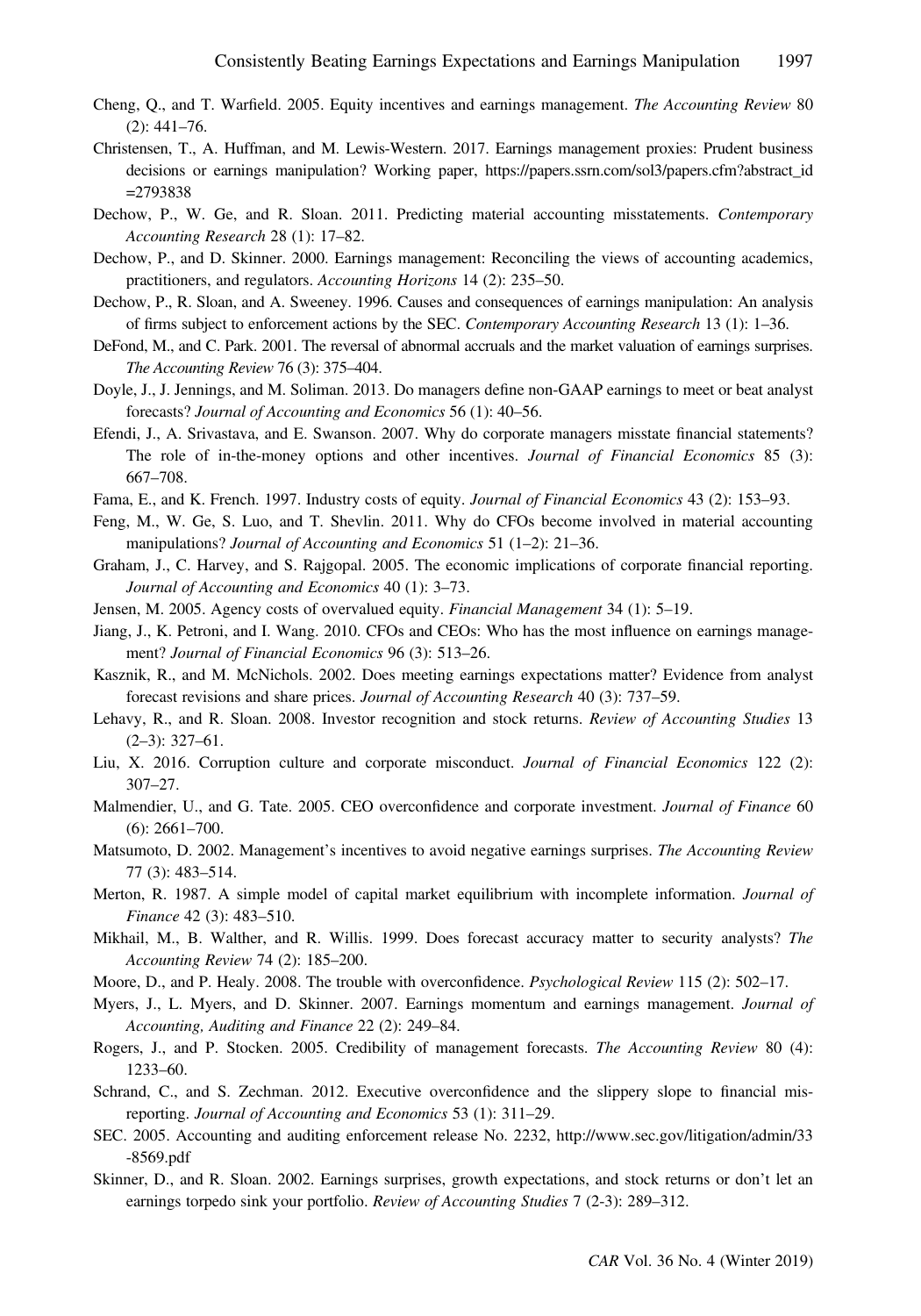Cheng, Q., and T. Warfield. 2005. Equity incentives and earnings management. *The Accounting Review* 80 (2): 441–76.

Christensen, T., A. Huffman, and M. Lewis-Western. 2017. Earnings management proxies: Prudent business decisions or earnings manipulation? Working paper, https://papers.ssrn.com/sol3/papers.cfm?abstract_id=2793838

Dechow, P., W. Ge, and R. Sloan. 2011. Predicting material accounting misstatements. *Contemporary Accounting Research* 28 (1): 17–82.

Dechow, P., and D. Skinner. 2000. Earnings management: Reconciling the views of accounting academics, practitioners, and regulators. *Accounting Horizons* 14 (2): 235–50.

Dechow, P., R. Sloan, and A. Sweeney. 1996. Causes and consequences of earnings manipulation: An analysis of firms subject to enforcement actions by the SEC. *Contemporary Accounting Research* 13 (1): 1–36.

DeFond, M., and C. Park. 2001. The reversal of abnormal accruals and the market valuation of earnings surprises. *The Accounting Review* 76 (3): 375–404.

Doyle, J., J. Jennings, and M. Soliman. 2013. Do managers define non-GAAP earnings to meet or beat analyst forecasts? *Journal of Accounting and Economics* 56 (1): 40–56.

Efendi, J., A. Srivastava, and E. Swanson. 2007. Why do corporate managers misstate financial statements? The role of in-the-money options and other incentives. *Journal of Financial Economics* 85 (3): 667–708.

Fama, E., and K. French. 1997. Industry costs of equity. *Journal of Financial Economics* 43 (2): 153–93.

Feng, M., W. Ge, S. Luo, and T. Shevlin. 2011. Why do CFOs become involved in material accounting manipulations? *Journal of Accounting and Economics* 51 (1–2): 21–36.

Graham, J., C. Harvey, and S. Rajgopal. 2005. The economic implications of corporate financial reporting. *Journal of Accounting and Economics* 40 (1): 3–73.

Jensen, M. 2005. Agency costs of overvalued equity. *Financial Management* 34 (1): 5–19.

Jiang, J., K. Petroni, and I. Wang. 2010. CFOs and CEOs: Who has the most influence on earnings management? *Journal of Financial Economics* 96 (3): 513–26.

Kasznik, R., and M. McNichols. 2002. Does meeting earnings expectations matter? Evidence from analyst forecast revisions and share prices. *Journal of Accounting Research* 40 (3): 737–59.

Lehavy, R., and R. Sloan. 2008. Investor recognition and stock returns. *Review of Accounting Studies* 13 (2–3): 327–61.

Liu, X. 2016. Corruption culture and corporate misconduct. *Journal of Financial Economics* 122 (2): 307–27.

Malmendier, U., and G. Tate. 2005. CEO overconfidence and corporate investment. *Journal of Finance* 60 (6): 2661–700.

Matsumoto, D. 2002. Management's incentives to avoid negative earnings surprises. *The Accounting Review* 77 (3): 483–514.

Merton, R. 1987. A simple model of capital market equilibrium with incomplete information. *Journal of Finance* 42 (3): 483–510.

Mikhail, M., B. Walther, and R. Willis. 1999. Does forecast accuracy matter to security analysts? *The Accounting Review* 74 (2): 185–200.

Moore, D., and P. Healy. 2008. The trouble with overconfidence. *Psychological Review* 115 (2): 502–17.

Myers, J., L. Myers, and D. Skinner. 2007. Earnings momentum and earnings management. *Journal of Accounting, Auditing and Finance* 22 (2): 249–84.

Rogers, J., and P. Stocken. 2005. Credibility of management forecasts. *The Accounting Review* 80 (4): 1233–60.

Schrand, C., and S. Zechman. 2012. Executive overconfidence and the slippery slope to financial misreporting. *Journal of Accounting and Economics* 53 (1): 311–29.

SEC. 2005. Accounting and auditing enforcement release No. 2232, http://www.sec.gov/litigation/admin/33-8569.pdf

Skinner, D., and R. Sloan. 2002. Earnings surprises, growth expectations, and stock returns or don't let an earnings torpedo sink your portfolio. *Review of Accounting Studies* 7 (2-3): 289–312.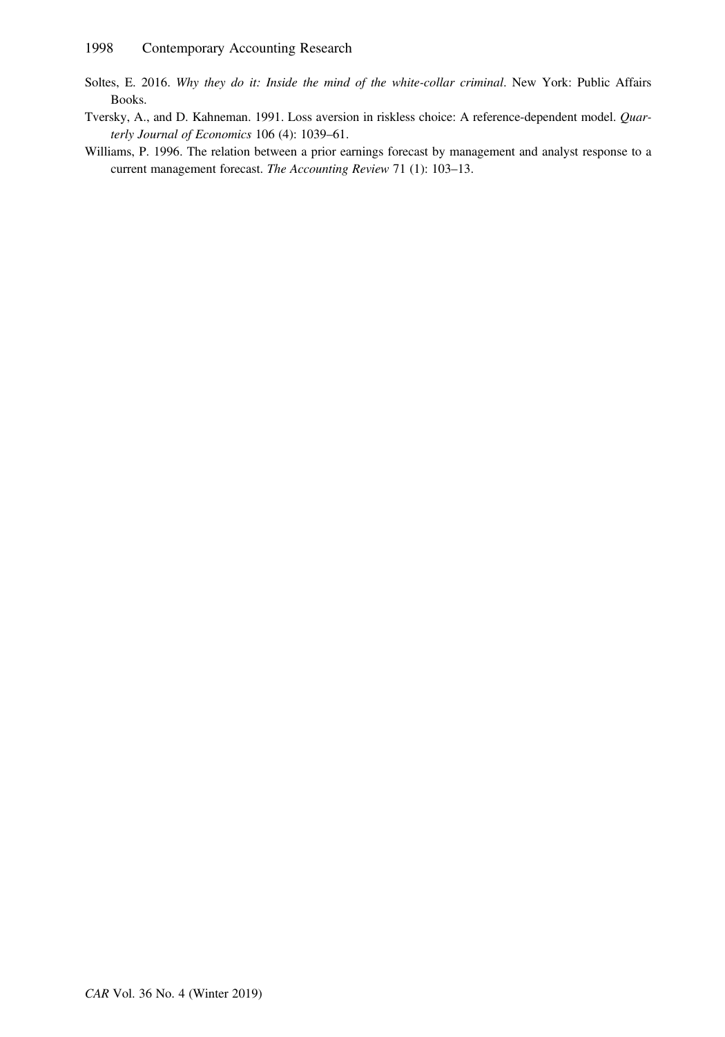Soltes, E. 2016. *Why they do it: Inside the mind of the white-collar criminal*. New York: Public Affairs Books.

Tversky, A., and D. Kahneman. 1991. Loss aversion in riskless choice: A reference-dependent model. *Quarterly Journal of Economics* 106 (4): 1039–61.

Williams, P. 1996. The relation between a prior earnings forecast by management and analyst response to a current management forecast. *The Accounting Review* 71 (1): 103–13.